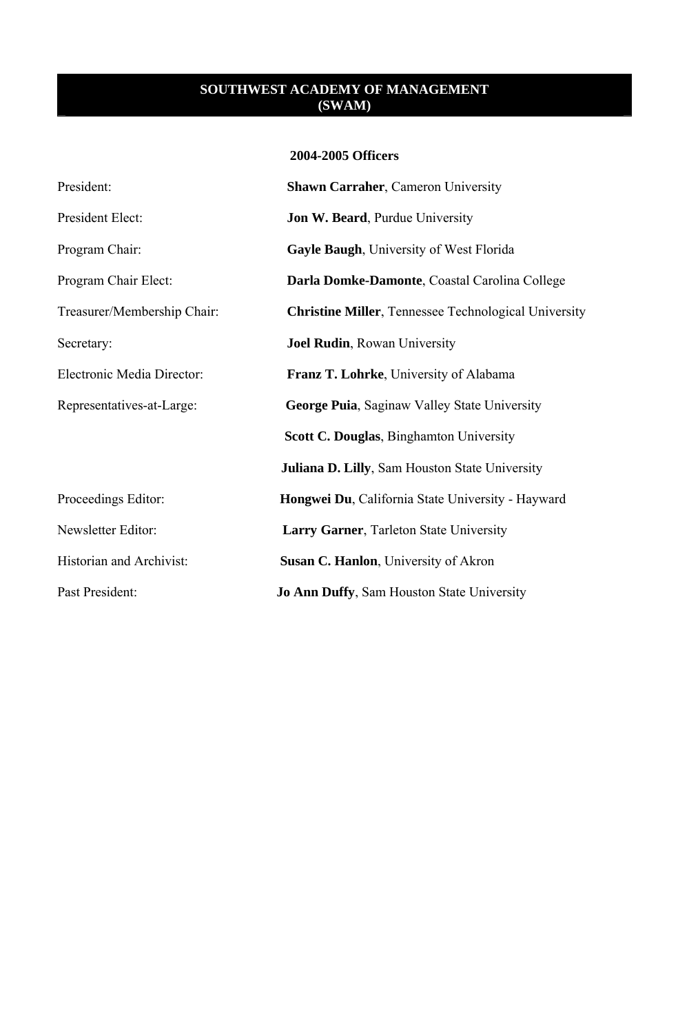# SOUTHWEST ACADEMY OF MANAGEMENT (SWAM)

## 2004-2005 Officers

| | |
|---|---|
| President: | **Shawn Carraher**, Cameron University |
| President Elect: | **Jon W. Beard**, Purdue University |
| Program Chair: | **Gayle Baugh**, University of West Florida |
| Program Chair Elect: | **Darla Domke-Damonte**, Coastal Carolina College |
| Treasurer/Membership Chair: | **Christine Miller**, Tennessee Technological University |
| Secretary: | **Joel Rudin**, Rowan University |
| Electronic Media Director: | **Franz T. Lohrke**, University of Alabama |
| Representatives-at-Large: | **George Puia**, Saginaw Valley State University |
| | **Scott C. Douglas**, Binghamton University |
| | **Juliana D. Lilly**, Sam Houston State University |
| Proceedings Editor: | **Hongwei Du**, California State University - Hayward |
| Newsletter Editor: | **Larry Garner**, Tarleton State University |
| Historian and Archivist: | **Susan C. Hanlon**, University of Akron |
| Past President: | **Jo Ann Duffy**, Sam Houston State University |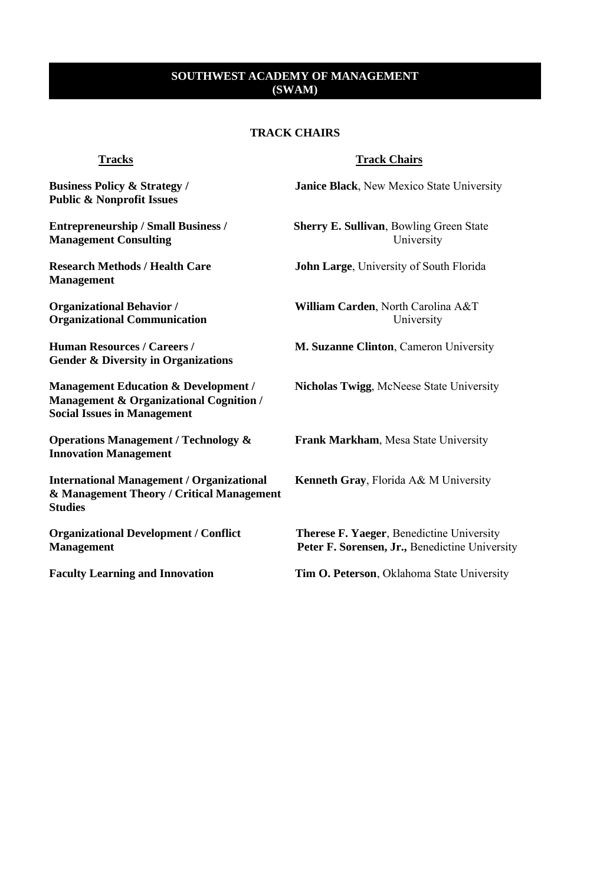# SOUTHWEST ACADEMY OF MANAGEMENT (SWAM)

## TRACK CHAIRS

| Tracks | Track Chairs |
|---|---|
| **Business Policy & Strategy / Public & Nonprofit Issues** | **Janice Black**, New Mexico State University |
| **Entrepreneurship / Small Business / Management Consulting** | **Sherry E. Sullivan**, Bowling Green State University |
| **Research Methods / Health Care Management** | **John Large**, University of South Florida |
| **Organizational Behavior / Organizational Communication** | **William Carden**, North Carolina A&T University |
| **Human Resources / Careers / Gender & Diversity in Organizations** | **M. Suzanne Clinton**, Cameron University |
| **Management Education & Development / Management & Organizational Cognition / Social Issues in Management** | **Nicholas Twigg**, McNeese State University |
| **Operations Management / Technology & Innovation Management** | **Frank Markham**, Mesa State University |
| **International Management / Organizational & Management Theory / Critical Management Studies** | **Kenneth Gray**, Florida A& M University |
| **Organizational Development / Conflict Management** | **Therese F. Yaeger**, Benedictine University<br>**Peter F. Sorensen, Jr.,** Benedictine University |
| **Faculty Learning and Innovation** | **Tim O. Peterson**, Oklahoma State University |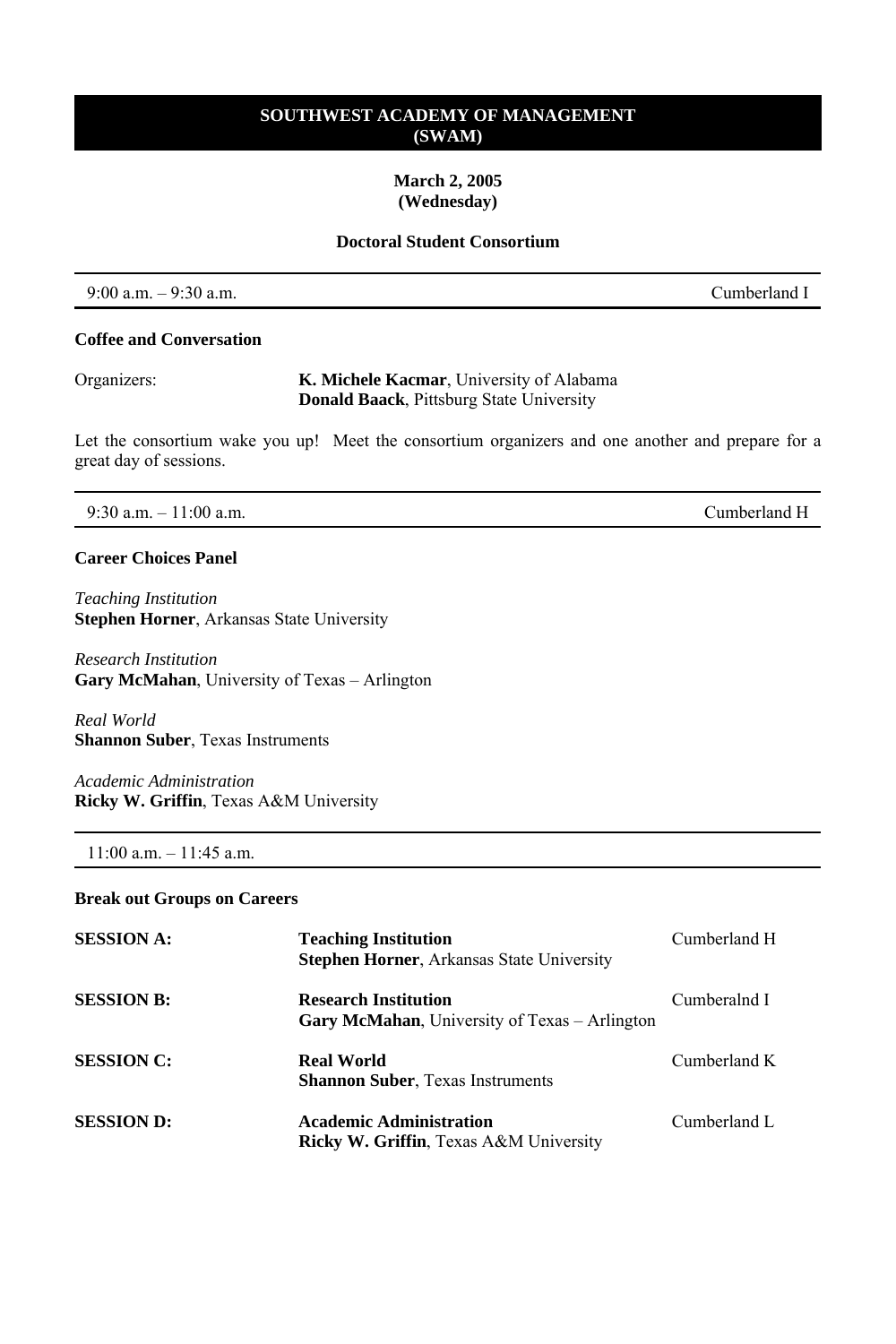# SOUTHWEST ACADEMY OF MANAGEMENT (SWAM)

**March 2, 2005**
**(Wednesday)**

## Doctoral Student Consortium

---

9:00 a.m. – 9:30 a.m. — Cumberland I

---

### Coffee and Conversation

Organizers: **K. Michele Kacmar**, University of Alabama
**Donald Baack**, Pittsburg State University

Let the consortium wake you up! Meet the consortium organizers and one another and prepare for a great day of sessions.

---

9:30 a.m. – 11:00 a.m. — Cumberland H

---

### Career Choices Panel

*Teaching Institution*
**Stephen Horner**, Arkansas State University

*Research Institution*
**Gary McMahan**, University of Texas – Arlington

*Real World*
**Shannon Suber**, Texas Instruments

*Academic Administration*
**Ricky W. Griffin**, Texas A&M University

---

11:00 a.m. – 11:45 a.m.

---

### Break out Groups on Careers

| Session | Topic | Room |
|---|---|---|
| **SESSION A:** | **Teaching Institution**<br>**Stephen Horner**, Arkansas State University | Cumberland H |
| **SESSION B:** | **Research Institution**<br>**Gary McMahan**, University of Texas – Arlington | Cumberalnd I |
| **SESSION C:** | **Real World**<br>**Shannon Suber**, Texas Instruments | Cumberland K |
| **SESSION D:** | **Academic Administration**<br>**Ricky W. Griffin**, Texas A&M University | Cumberland L |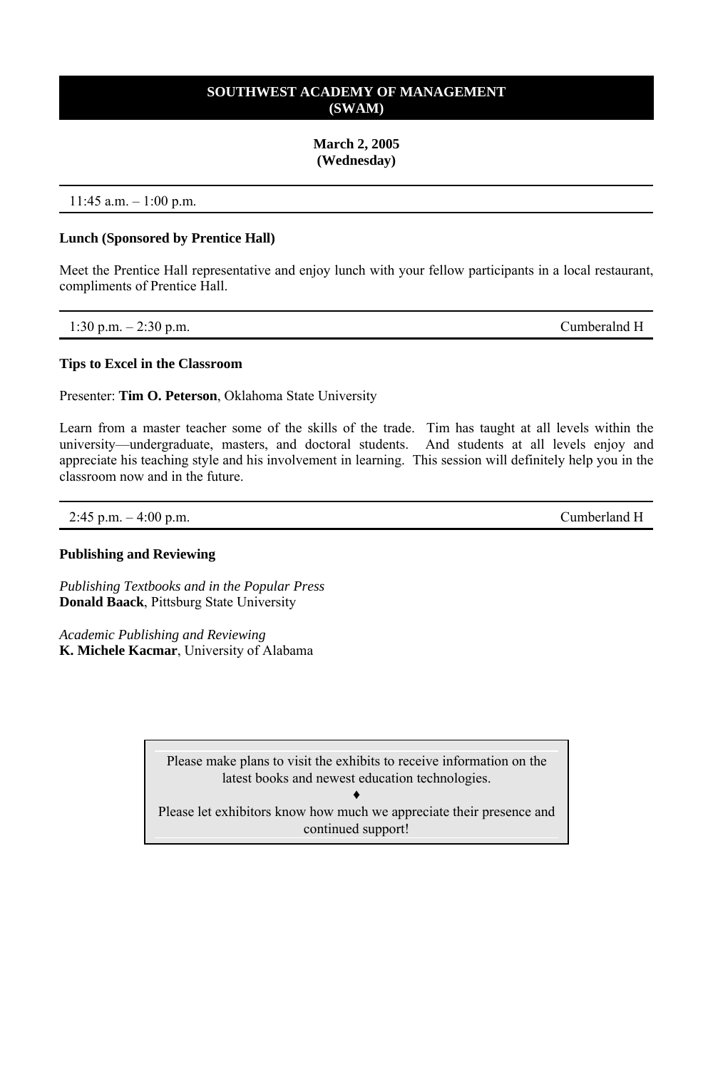# SOUTHWEST ACADEMY OF MANAGEMENT (SWAM)

**March 2, 2005**
**(Wednesday)**

---

11:45 a.m. – 1:00 p.m.

---

**Lunch (Sponsored by Prentice Hall)**

Meet the Prentice Hall representative and enjoy lunch with your fellow participants in a local restaurant, compliments of Prentice Hall.

---

1:30 p.m. – 2:30 p.m. Cumberalnd H

---

**Tips to Excel in the Classroom**

Presenter: **Tim O. Peterson**, Oklahoma State University

Learn from a master teacher some of the skills of the trade. Tim has taught at all levels within the university—undergraduate, masters, and doctoral students. And students at all levels enjoy and appreciate his teaching style and his involvement in learning. This session will definitely help you in the classroom now and in the future.

---

2:45 p.m. – 4:00 p.m. Cumberland H

---

**Publishing and Reviewing**

*Publishing Textbooks and in the Popular Press*
**Donald Baack**, Pittsburg State University

*Academic Publishing and Reviewing*
**K. Michele Kacmar**, University of Alabama

Please make plans to visit the exhibits to receive information on the latest books and newest education technologies.

♦

Please let exhibitors know how much we appreciate their presence and continued support!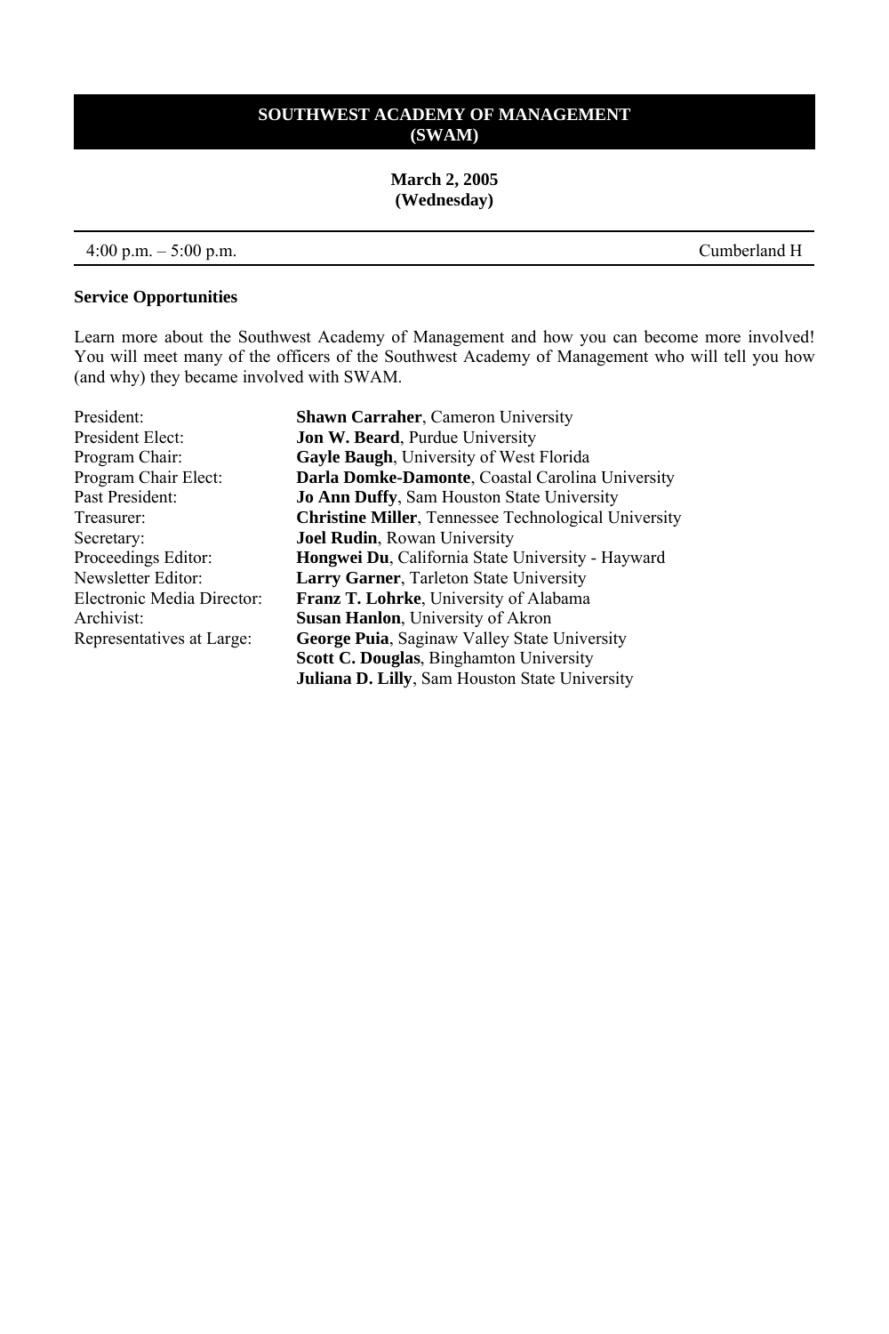# SOUTHWEST ACADEMY OF MANAGEMENT (SWAM)

**March 2, 2005**
**(Wednesday)**

4:00 p.m. – 5:00 p.m. Cumberland H

### Service Opportunities

Learn more about the Southwest Academy of Management and how you can become more involved! You will meet many of the officers of the Southwest Academy of Management who will tell you how (and why) they became involved with SWAM.

| | |
|---|---|
| President: | **Shawn Carraher**, Cameron University |
| President Elect: | **Jon W. Beard**, Purdue University |
| Program Chair: | **Gayle Baugh**, University of West Florida |
| Program Chair Elect: | **Darla Domke-Damonte**, Coastal Carolina University |
| Past President: | **Jo Ann Duffy**, Sam Houston State University |
| Treasurer: | **Christine Miller**, Tennessee Technological University |
| Secretary: | **Joel Rudin**, Rowan University |
| Proceedings Editor: | **Hongwei Du**, California State University - Hayward |
| Newsletter Editor: | **Larry Garner**, Tarleton State University |
| Electronic Media Director: | **Franz T. Lohrke**, University of Alabama |
| Archivist: | **Susan Hanlon**, University of Akron |
| Representatives at Large: | **George Puia**, Saginaw Valley State University |
| | **Scott C. Douglas**, Binghamton University |
| | **Juliana D. Lilly**, Sam Houston State University |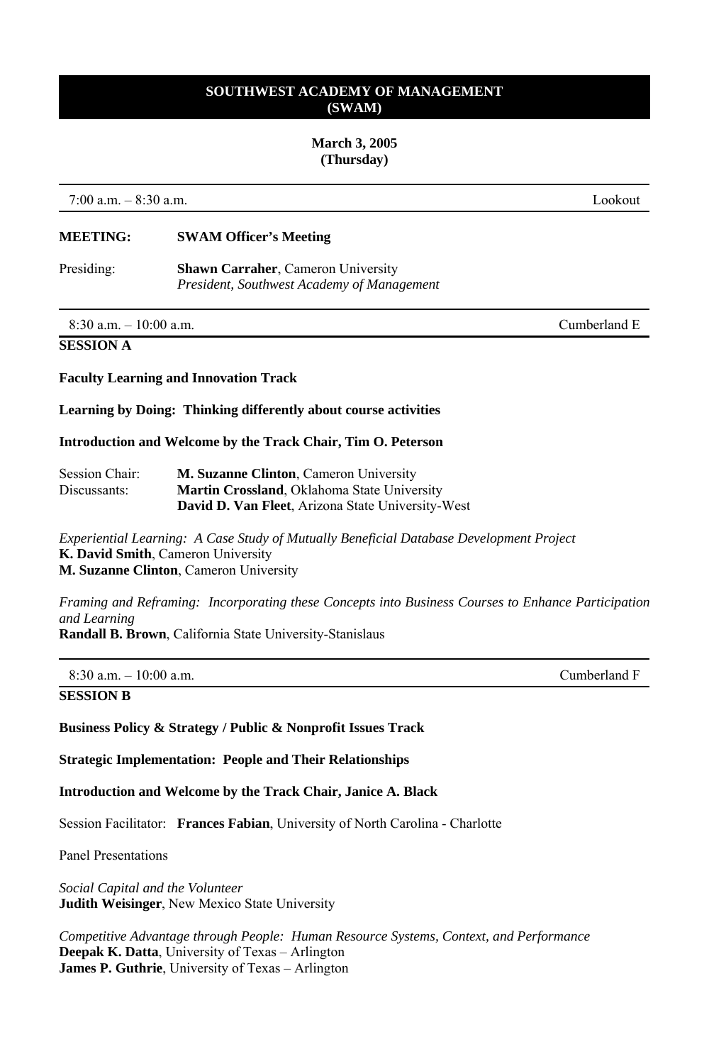## SOUTHWEST ACADEMY OF MANAGEMENT (SWAM)

**March 3, 2005**
**(Thursday)**

7:00 a.m. – 8:30 a.m. — Lookout

**MEETING:** **SWAM Officer's Meeting**

Presiding: **Shawn Carraher**, Cameron University
*President, Southwest Academy of Management*

---

8:30 a.m. – 10:00 a.m. — Cumberland E

### SESSION A

**Faculty Learning and Innovation Track**

**Learning by Doing: Thinking differently about course activities**

**Introduction and Welcome by the Track Chair, Tim O. Peterson**

Session Chair: **M. Suzanne Clinton**, Cameron University
Discussants: **Martin Crossland**, Oklahoma State University
**David D. Van Fleet**, Arizona State University-West

*Experiential Learning: A Case Study of Mutually Beneficial Database Development Project*
**K. David Smith**, Cameron University
**M. Suzanne Clinton**, Cameron University

*Framing and Reframing: Incorporating these Concepts into Business Courses to Enhance Participation and Learning*
**Randall B. Brown**, California State University-Stanislaus

---

8:30 a.m. – 10:00 a.m. — Cumberland F

### SESSION B

**Business Policy & Strategy / Public & Nonprofit Issues Track**

**Strategic Implementation: People and Their Relationships**

**Introduction and Welcome by the Track Chair, Janice A. Black**

Session Facilitator: **Frances Fabian**, University of North Carolina - Charlotte

Panel Presentations

*Social Capital and the Volunteer*
**Judith Weisinger**, New Mexico State University

*Competitive Advantage through People: Human Resource Systems, Context, and Performance*
**Deepak K. Datta**, University of Texas – Arlington
**James P. Guthrie**, University of Texas – Arlington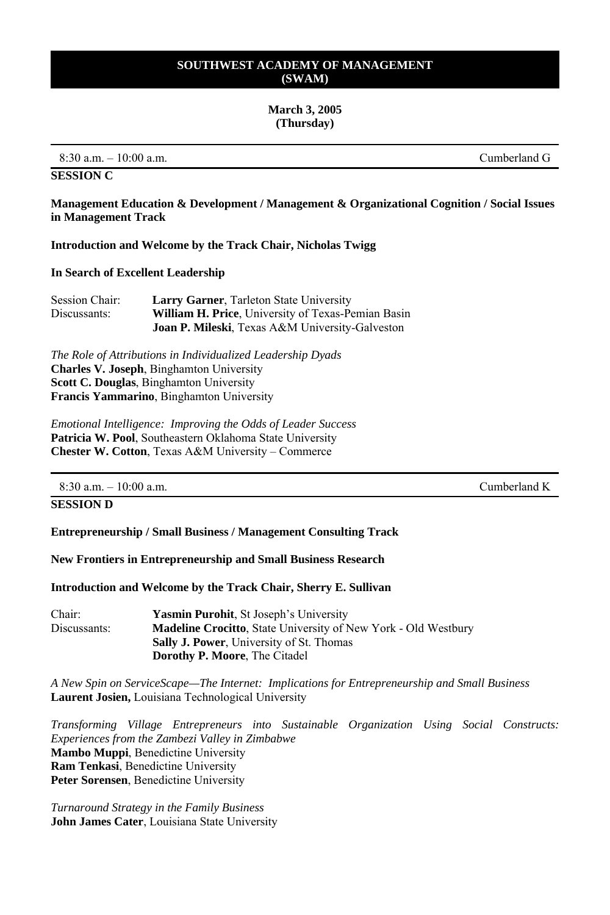# SOUTHWEST ACADEMY OF MANAGEMENT (SWAM)

**March 3, 2005 (Thursday)**

---

8:30 a.m. – 10:00 a.m. — Cumberland G

## SESSION C

**Management Education & Development / Management & Organizational Cognition / Social Issues in Management Track**

**Introduction and Welcome by the Track Chair, Nicholas Twigg**

**In Search of Excellent Leadership**

Session Chair: **Larry Garner**, Tarleton State University
Discussants: **William H. Price**, University of Texas-Pemian Basin
**Joan P. Mileski**, Texas A&M University-Galveston

*The Role of Attributions in Individualized Leadership Dyads*
**Charles V. Joseph**, Binghamton University
**Scott C. Douglas**, Binghamton University
**Francis Yammarino**, Binghamton University

*Emotional Intelligence: Improving the Odds of Leader Success*
**Patricia W. Pool**, Southeastern Oklahoma State University
**Chester W. Cotton**, Texas A&M University – Commerce

---

8:30 a.m. – 10:00 a.m. — Cumberland K

## SESSION D

**Entrepreneurship / Small Business / Management Consulting Track**

**New Frontiers in Entrepreneurship and Small Business Research**

**Introduction and Welcome by the Track Chair, Sherry E. Sullivan**

Chair: **Yasmin Purohit**, St Joseph's University
Discussants: **Madeline Crocitto**, State University of New York - Old Westbury
**Sally J. Power**, University of St. Thomas
**Dorothy P. Moore**, The Citadel

*A New Spin on ServiceScape—The Internet: Implications for Entrepreneurship and Small Business*
**Laurent Josien,** Louisiana Technological University

*Transforming Village Entrepreneurs into Sustainable Organization Using Social Constructs: Experiences from the Zambezi Valley in Zimbabwe*
**Mambo Muppi**, Benedictine University
**Ram Tenkasi**, Benedictine University
**Peter Sorensen**, Benedictine University

*Turnaround Strategy in the Family Business*
**John James Cater**, Louisiana State University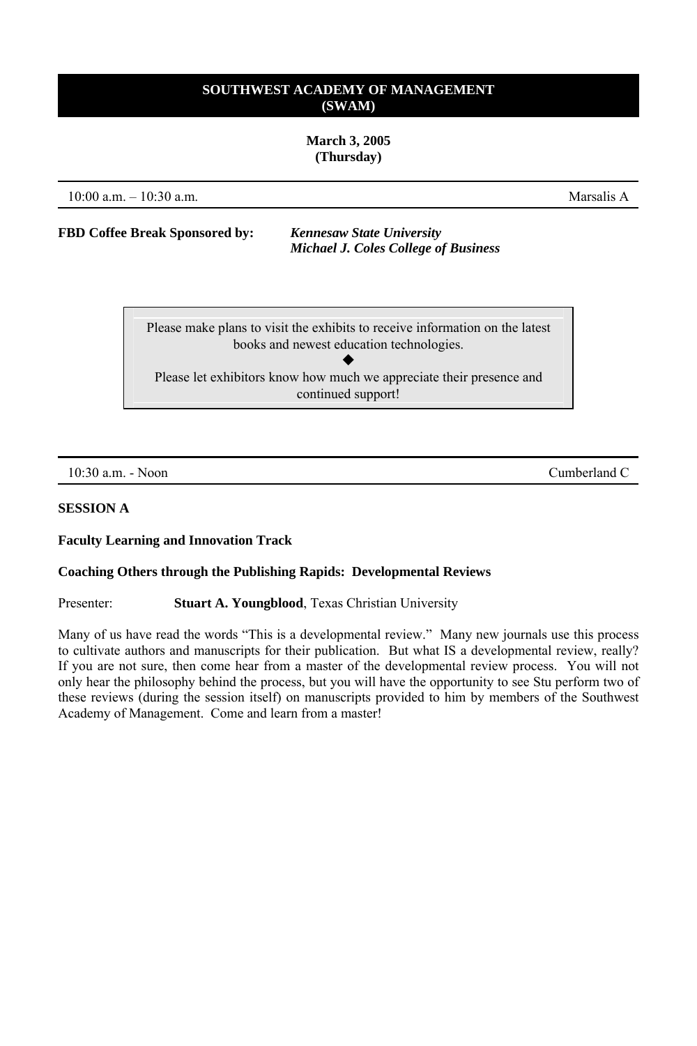**SOUTHWEST ACADEMY OF MANAGEMENT (SWAM)**

**March 3, 2005 (Thursday)**

10:00 a.m. – 10:30 a.m. | Marsalis A

**FBD Coffee Break Sponsored by:** ***Kennesaw State University Michael J. Coles College of Business***

Please make plans to visit the exhibits to receive information on the latest books and newest education technologies.

◆

Please let exhibitors know how much we appreciate their presence and continued support!

10:30 a.m. - Noon | Cumberland C

**SESSION A**

**Faculty Learning and Innovation Track**

**Coaching Others through the Publishing Rapids: Developmental Reviews**

Presenter: **Stuart A. Youngblood**, Texas Christian University

Many of us have read the words "This is a developmental review." Many new journals use this process to cultivate authors and manuscripts for their publication. But what IS a developmental review, really? If you are not sure, then come hear from a master of the developmental review process. You will not only hear the philosophy behind the process, but you will have the opportunity to see Stu perform two of these reviews (during the session itself) on manuscripts provided to him by members of the Southwest Academy of Management. Come and learn from a master!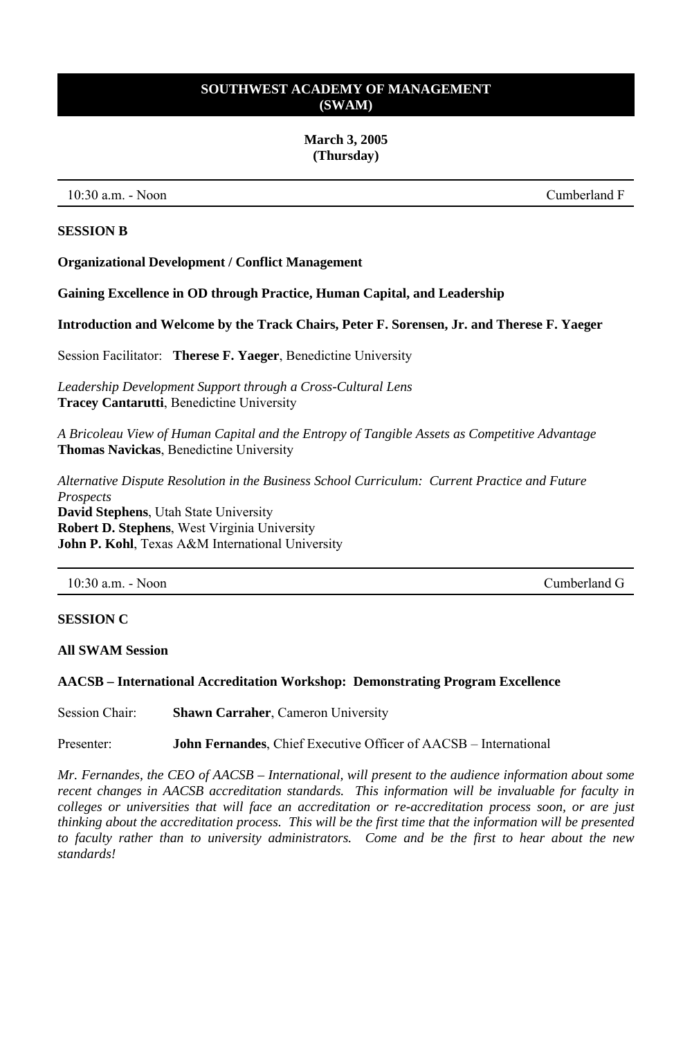## SOUTHWEST ACADEMY OF MANAGEMENT (SWAM)

**March 3, 2005**
**(Thursday)**

10:30 a.m. - Noon | Cumberland F

**SESSION B**

**Organizational Development / Conflict Management**

**Gaining Excellence in OD through Practice, Human Capital, and Leadership**

**Introduction and Welcome by the Track Chairs, Peter F. Sorensen, Jr. and Therese F. Yaeger**

Session Facilitator: **Therese F. Yaeger**, Benedictine University

*Leadership Development Support through a Cross-Cultural Lens*
**Tracey Cantarutti**, Benedictine University

*A Bricoleau View of Human Capital and the Entropy of Tangible Assets as Competitive Advantage*
**Thomas Navickas**, Benedictine University

*Alternative Dispute Resolution in the Business School Curriculum: Current Practice and Future Prospects*
**David Stephens**, Utah State University
**Robert D. Stephens**, West Virginia University
**John P. Kohl**, Texas A&M International University

10:30 a.m. - Noon | Cumberland G

**SESSION C**

**All SWAM Session**

**AACSB – International Accreditation Workshop: Demonstrating Program Excellence**

Session Chair: **Shawn Carraher**, Cameron University

Presenter: **John Fernandes**, Chief Executive Officer of AACSB – International

*Mr. Fernandes, the CEO of AACSB – International, will present to the audience information about some recent changes in AACSB accreditation standards. This information will be invaluable for faculty in colleges or universities that will face an accreditation or re-accreditation process soon, or are just thinking about the accreditation process. This will be the first time that the information will be presented to faculty rather than to university administrators. Come and be the first to hear about the new standards!*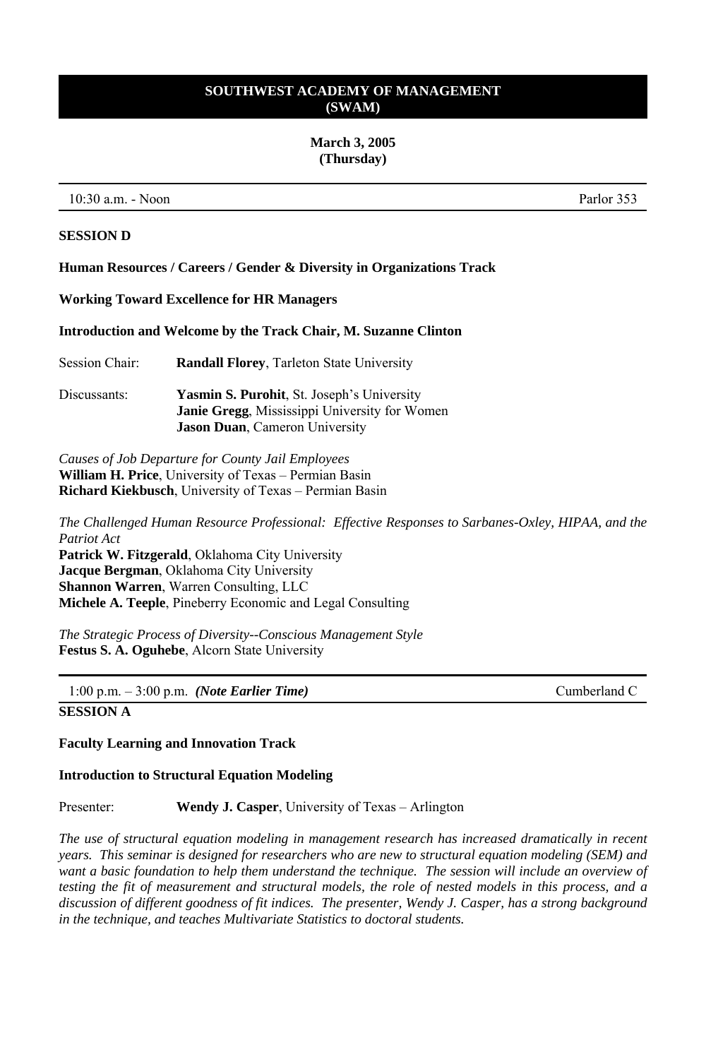**SOUTHWEST ACADEMY OF MANAGEMENT (SWAM)**

**March 3, 2005 (Thursday)**

10:30 a.m. - Noon | Parlor 353

**SESSION D**

**Human Resources / Careers / Gender & Diversity in Organizations Track**

**Working Toward Excellence for HR Managers**

**Introduction and Welcome by the Track Chair, M. Suzanne Clinton**

Session Chair: **Randall Florey**, Tarleton State University

Discussants: **Yasmin S. Purohit**, St. Joseph's University
**Janie Gregg**, Mississippi University for Women
**Jason Duan**, Cameron University

*Causes of Job Departure for County Jail Employees*
**William H. Price**, University of Texas – Permian Basin
**Richard Kiekbusch**, University of Texas – Permian Basin

*The Challenged Human Resource Professional: Effective Responses to Sarbanes-Oxley, HIPAA, and the Patriot Act*
**Patrick W. Fitzgerald**, Oklahoma City University
**Jacque Bergman**, Oklahoma City University
**Shannon Warren**, Warren Consulting, LLC
**Michele A. Teeple**, Pineberry Economic and Legal Consulting

*The Strategic Process of Diversity--Conscious Management Style*
**Festus S. A. Oguhebe**, Alcorn State University

---

1:00 p.m. – 3:00 p.m. ***(Note Earlier Time)*** | Cumberland C

**SESSION A**

**Faculty Learning and Innovation Track**

**Introduction to Structural Equation Modeling**

Presenter: **Wendy J. Casper**, University of Texas – Arlington

*The use of structural equation modeling in management research has increased dramatically in recent years. This seminar is designed for researchers who are new to structural equation modeling (SEM) and want a basic foundation to help them understand the technique. The session will include an overview of testing the fit of measurement and structural models, the role of nested models in this process, and a discussion of different goodness of fit indices. The presenter, Wendy J. Casper, has a strong background in the technique, and teaches Multivariate Statistics to doctoral students.*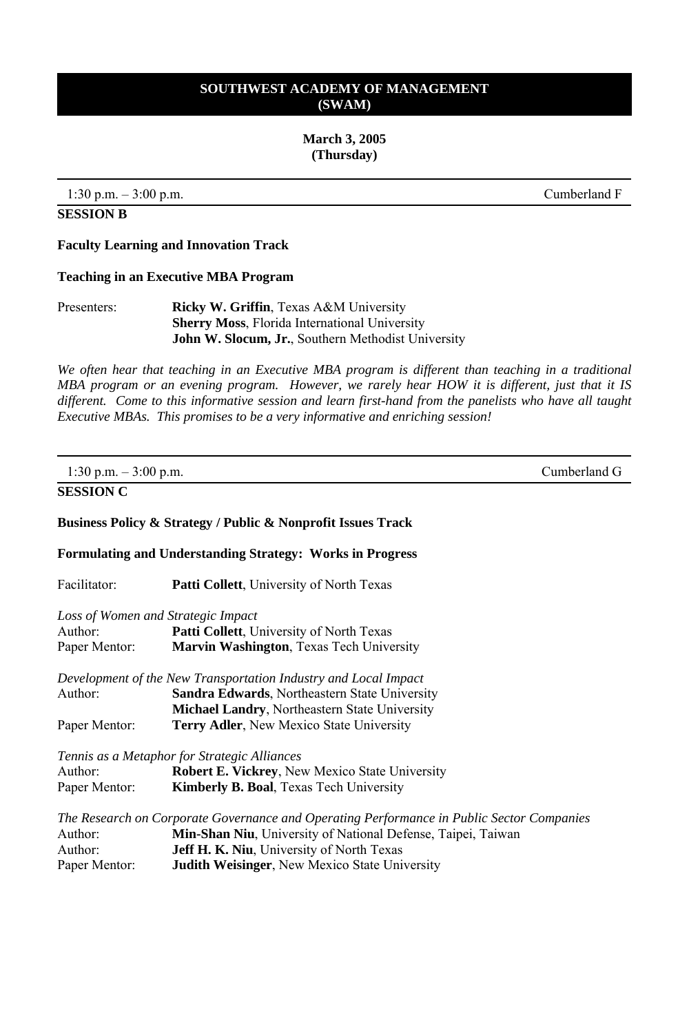## SOUTHWEST ACADEMY OF MANAGEMENT (SWAM)

**March 3, 2005**
**(Thursday)**

---

1:30 p.m. – 3:00 p.m. Cumberland F

### SESSION B

**Faculty Learning and Innovation Track**

**Teaching in an Executive MBA Program**

Presenters:
**Ricky W. Griffin**, Texas A&M University
**Sherry Moss**, Florida International University
**John W. Slocum, Jr.**, Southern Methodist University

*We often hear that teaching in an Executive MBA program is different than teaching in a traditional MBA program or an evening program. However, we rarely hear HOW it is different, just that it IS different. Come to this informative session and learn first-hand from the panelists who have all taught Executive MBAs. This promises to be a very informative and enriching session!*

---

1:30 p.m. – 3:00 p.m. Cumberland G

### SESSION C

**Business Policy & Strategy / Public & Nonprofit Issues Track**

**Formulating and Understanding Strategy: Works in Progress**

Facilitator: **Patti Collett**, University of North Texas

*Loss of Women and Strategic Impact*
Author: **Patti Collett**, University of North Texas
Paper Mentor: **Marvin Washington**, Texas Tech University

*Development of the New Transportation Industry and Local Impact*
Author: **Sandra Edwards**, Northeastern State University
**Michael Landry**, Northeastern State University
Paper Mentor: **Terry Adler**, New Mexico State University

*Tennis as a Metaphor for Strategic Alliances*
Author: **Robert E. Vickrey**, New Mexico State University
Paper Mentor: **Kimberly B. Boal**, Texas Tech University

*The Research on Corporate Governance and Operating Performance in Public Sector Companies*
Author: **Min-Shan Niu**, University of National Defense, Taipei, Taiwan
Author: **Jeff H. K. Niu**, University of North Texas
Paper Mentor: **Judith Weisinger**, New Mexico State University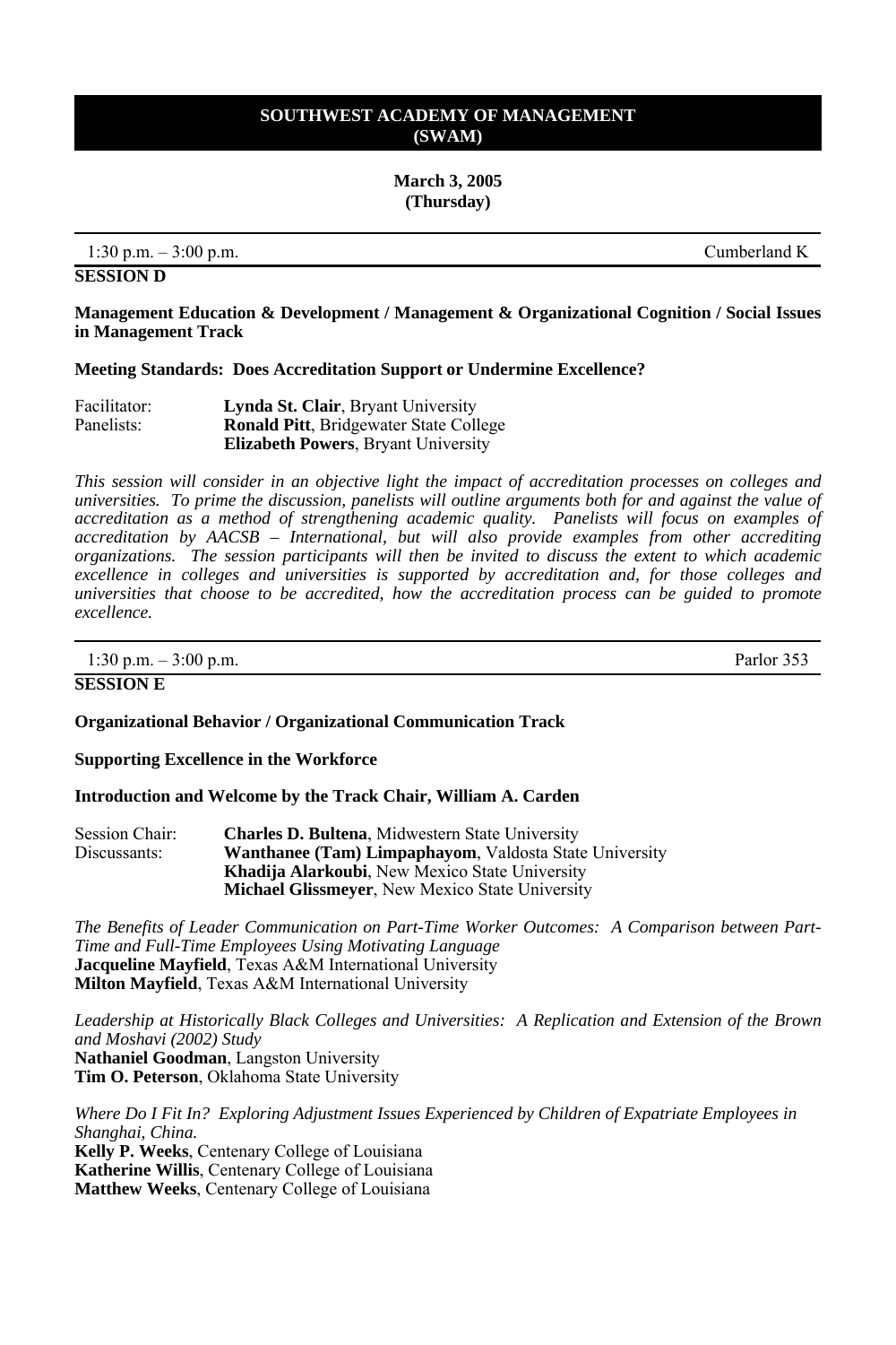## SOUTHWEST ACADEMY OF MANAGEMENT (SWAM)

**March 3, 2005**
**(Thursday)**

1:30 p.m. – 3:00 p.m. Cumberland K

### SESSION D

**Management Education & Development / Management & Organizational Cognition / Social Issues in Management Track**

**Meeting Standards: Does Accreditation Support or Undermine Excellence?**

Facilitator: **Lynda St. Clair**, Bryant University
Panelists: **Ronald Pitt**, Bridgewater State College
**Elizabeth Powers**, Bryant University

*This session will consider in an objective light the impact of accreditation processes on colleges and universities. To prime the discussion, panelists will outline arguments both for and against the value of accreditation as a method of strengthening academic quality. Panelists will focus on examples of accreditation by AACSB – International, but will also provide examples from other accrediting organizations. The session participants will then be invited to discuss the extent to which academic excellence in colleges and universities is supported by accreditation and, for those colleges and universities that choose to be accredited, how the accreditation process can be guided to promote excellence.*

1:30 p.m. – 3:00 p.m. Parlor 353

### SESSION E

**Organizational Behavior / Organizational Communication Track**

**Supporting Excellence in the Workforce**

**Introduction and Welcome by the Track Chair, William A. Carden**

Session Chair: **Charles D. Bultena**, Midwestern State University
Discussants: **Wanthanee (Tam) Limpaphayom**, Valdosta State University
**Khadija Alarkoubi**, New Mexico State University
**Michael Glissmeyer**, New Mexico State University

*The Benefits of Leader Communication on Part-Time Worker Outcomes: A Comparison between Part-Time and Full-Time Employees Using Motivating Language*
**Jacqueline Mayfield**, Texas A&M International University
**Milton Mayfield**, Texas A&M International University

*Leadership at Historically Black Colleges and Universities: A Replication and Extension of the Brown and Moshavi (2002) Study*
**Nathaniel Goodman**, Langston University
**Tim O. Peterson**, Oklahoma State University

*Where Do I Fit In? Exploring Adjustment Issues Experienced by Children of Expatriate Employees in Shanghai, China.*
**Kelly P. Weeks**, Centenary College of Louisiana
**Katherine Willis**, Centenary College of Louisiana
**Matthew Weeks**, Centenary College of Louisiana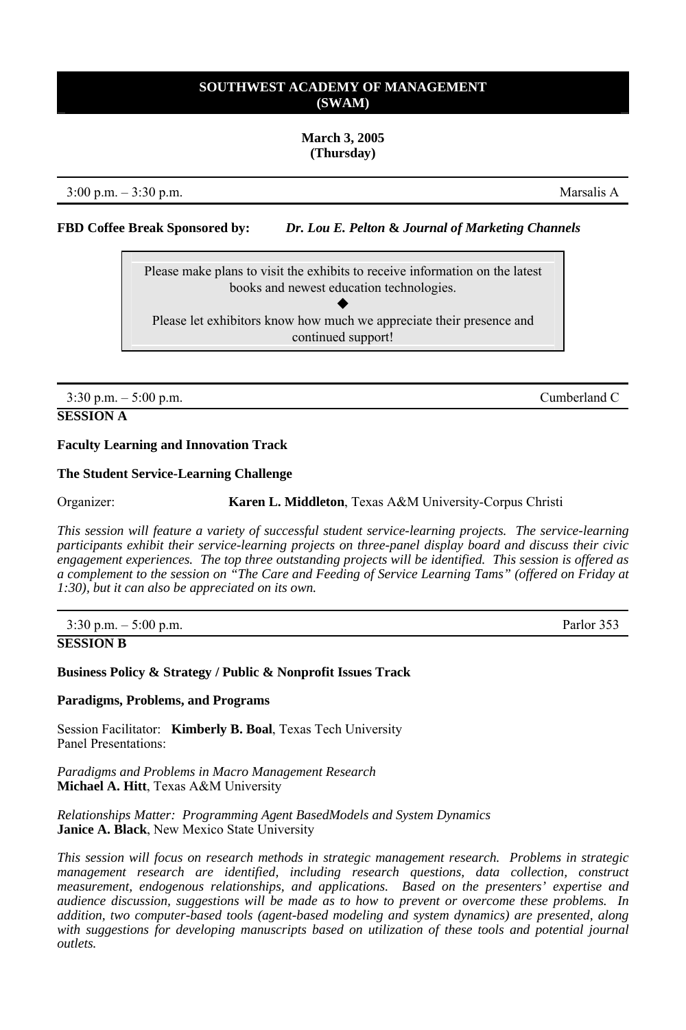# SOUTHWEST ACADEMY OF MANAGEMENT (SWAM)

**March 3, 2005**
**(Thursday)**

3:00 p.m. – 3:30 p.m. Marsalis A

**FBD Coffee Break Sponsored by:** ***Dr. Lou E. Pelton & Journal of Marketing Channels***

> Please make plans to visit the exhibits to receive information on the latest books and newest education technologies.
>
> ◆
>
> Please let exhibitors know how much we appreciate their presence and continued support!

---

3:30 p.m. – 5:00 p.m. Cumberland C

## SESSION A

**Faculty Learning and Innovation Track**

**The Student Service-Learning Challenge**

Organizer: **Karen L. Middleton**, Texas A&M University-Corpus Christi

*This session will feature a variety of successful student service-learning projects. The service-learning participants exhibit their service-learning projects on three-panel display board and discuss their civic engagement experiences. The top three outstanding projects will be identified. This session is offered as a complement to the session on "The Care and Feeding of Service Learning Tams" (offered on Friday at 1:30), but it can also be appreciated on its own.*

---

3:30 p.m. – 5:00 p.m. Parlor 353

## SESSION B

**Business Policy & Strategy / Public & Nonprofit Issues Track**

**Paradigms, Problems, and Programs**

Session Facilitator: **Kimberly B. Boal**, Texas Tech University
Panel Presentations:

*Paradigms and Problems in Macro Management Research*
**Michael A. Hitt**, Texas A&M University

*Relationships Matter: Programming Agent BasedModels and System Dynamics*
**Janice A. Black**, New Mexico State University

*This session will focus on research methods in strategic management research. Problems in strategic management research are identified, including research questions, data collection, construct measurement, endogenous relationships, and applications. Based on the presenters' expertise and audience discussion, suggestions will be made as to how to prevent or overcome these problems. In addition, two computer-based tools (agent-based modeling and system dynamics) are presented, along with suggestions for developing manuscripts based on utilization of these tools and potential journal outlets.*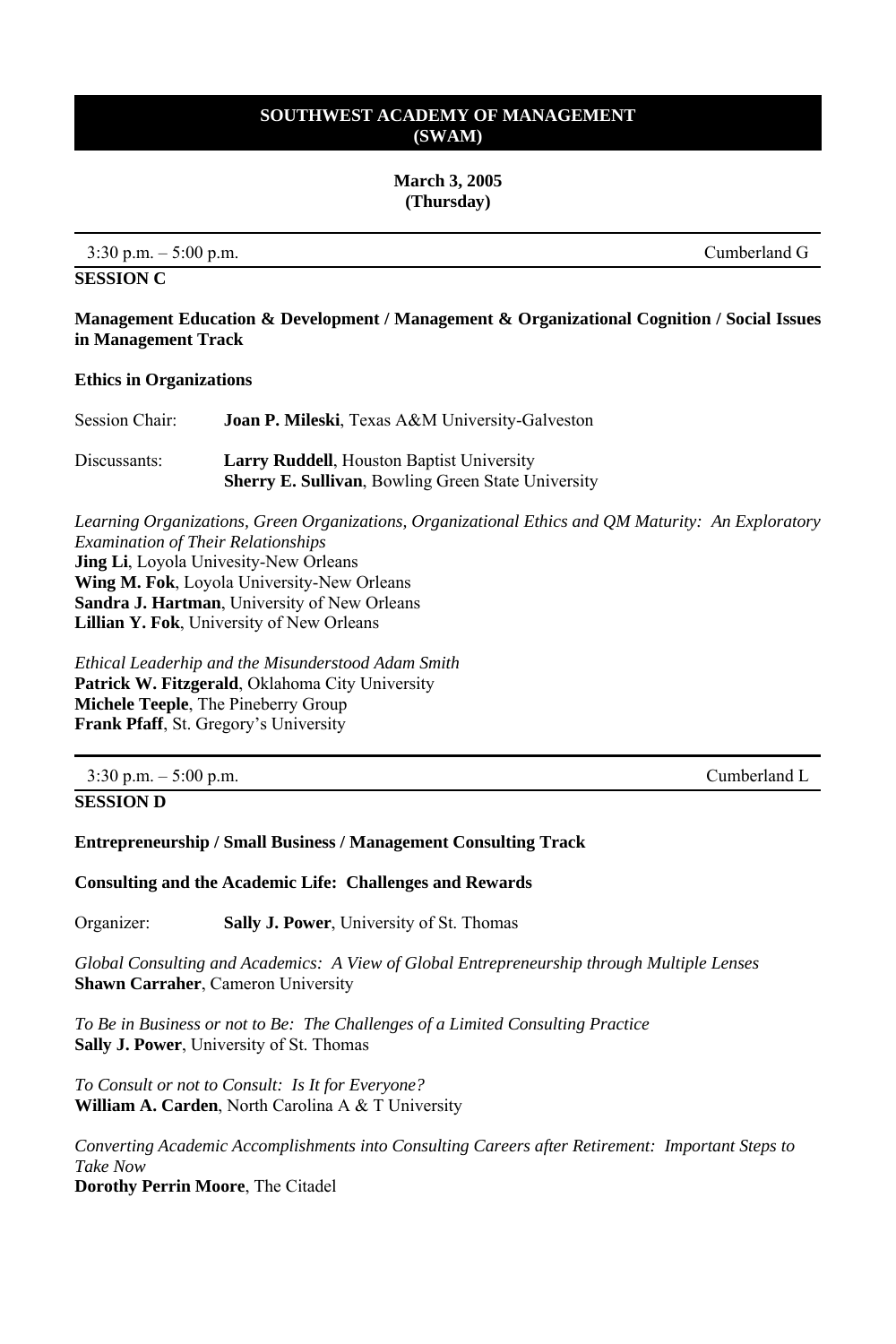## SOUTHWEST ACADEMY OF MANAGEMENT (SWAM)

**March 3, 2005**
**(Thursday)**

---

3:30 p.m. – 5:00 p.m. — Cumberland G

### SESSION C

**Management Education & Development / Management & Organizational Cognition / Social Issues in Management Track**

**Ethics in Organizations**

Session Chair: **Joan P. Mileski**, Texas A&M University-Galveston

Discussants: **Larry Ruddell**, Houston Baptist University
**Sherry E. Sullivan**, Bowling Green State University

*Learning Organizations, Green Organizations, Organizational Ethics and QM Maturity: An Exploratory Examination of Their Relationships*
**Jing Li**, Loyola Univesity-New Orleans
**Wing M. Fok**, Loyola University-New Orleans
**Sandra J. Hartman**, University of New Orleans
**Lillian Y. Fok**, University of New Orleans

*Ethical Leaderhip and the Misunderstood Adam Smith*
**Patrick W. Fitzgerald**, Oklahoma City University
**Michele Teeple**, The Pineberry Group
**Frank Pfaff**, St. Gregory's University

---

3:30 p.m. – 5:00 p.m. — Cumberland L

### SESSION D

**Entrepreneurship / Small Business / Management Consulting Track**

**Consulting and the Academic Life: Challenges and Rewards**

Organizer: **Sally J. Power**, University of St. Thomas

*Global Consulting and Academics: A View of Global Entrepreneurship through Multiple Lenses*
**Shawn Carraher**, Cameron University

*To Be in Business or not to Be: The Challenges of a Limited Consulting Practice*
**Sally J. Power**, University of St. Thomas

*To Consult or not to Consult: Is It for Everyone?*
**William A. Carden**, North Carolina A & T University

*Converting Academic Accomplishments into Consulting Careers after Retirement: Important Steps to Take Now*
**Dorothy Perrin Moore**, The Citadel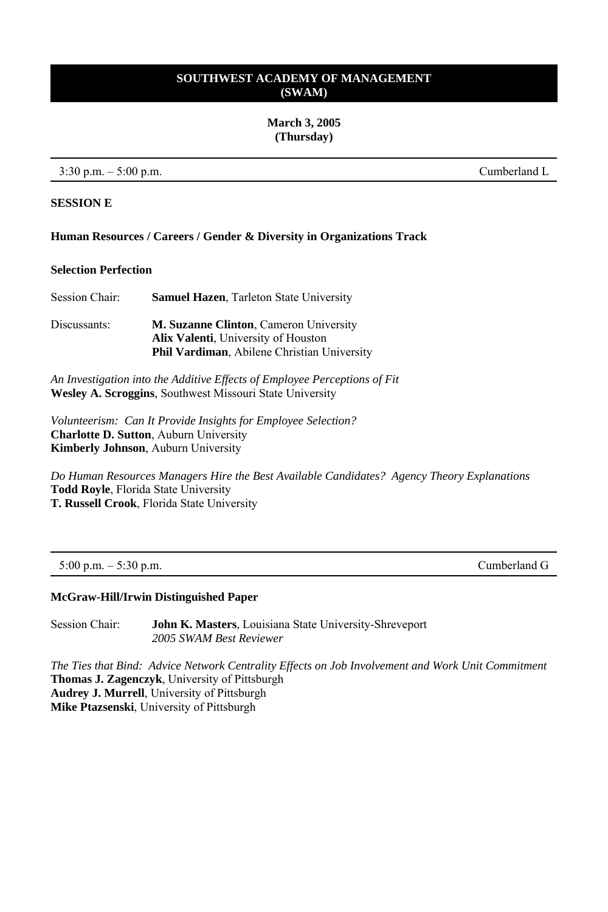# SOUTHWEST ACADEMY OF MANAGEMENT (SWAM)

**March 3, 2005**
**(Thursday)**

---

3:30 p.m. – 5:00 p.m. — Cumberland L

---

**SESSION E**

**Human Resources / Careers / Gender & Diversity in Organizations Track**

**Selection Perfection**

Session Chair: **Samuel Hazen**, Tarleton State University

Discussants: **M. Suzanne Clinton**, Cameron University
**Alix Valenti**, University of Houston
**Phil Vardiman**, Abilene Christian University

*An Investigation into the Additive Effects of Employee Perceptions of Fit*
**Wesley A. Scroggins**, Southwest Missouri State University

*Volunteerism: Can It Provide Insights for Employee Selection?*
**Charlotte D. Sutton**, Auburn University
**Kimberly Johnson**, Auburn University

*Do Human Resources Managers Hire the Best Available Candidates? Agency Theory Explanations*
**Todd Royle**, Florida State University
**T. Russell Crook**, Florida State University

---

5:00 p.m. – 5:30 p.m. — Cumberland G

---

**McGraw-Hill/Irwin Distinguished Paper**

Session Chair: **John K. Masters**, Louisiana State University-Shreveport
*2005 SWAM Best Reviewer*

*The Ties that Bind: Advice Network Centrality Effects on Job Involvement and Work Unit Commitment*
**Thomas J. Zagenczyk**, University of Pittsburgh
**Audrey J. Murrell**, University of Pittsburgh
**Mike Ptazsenski**, University of Pittsburgh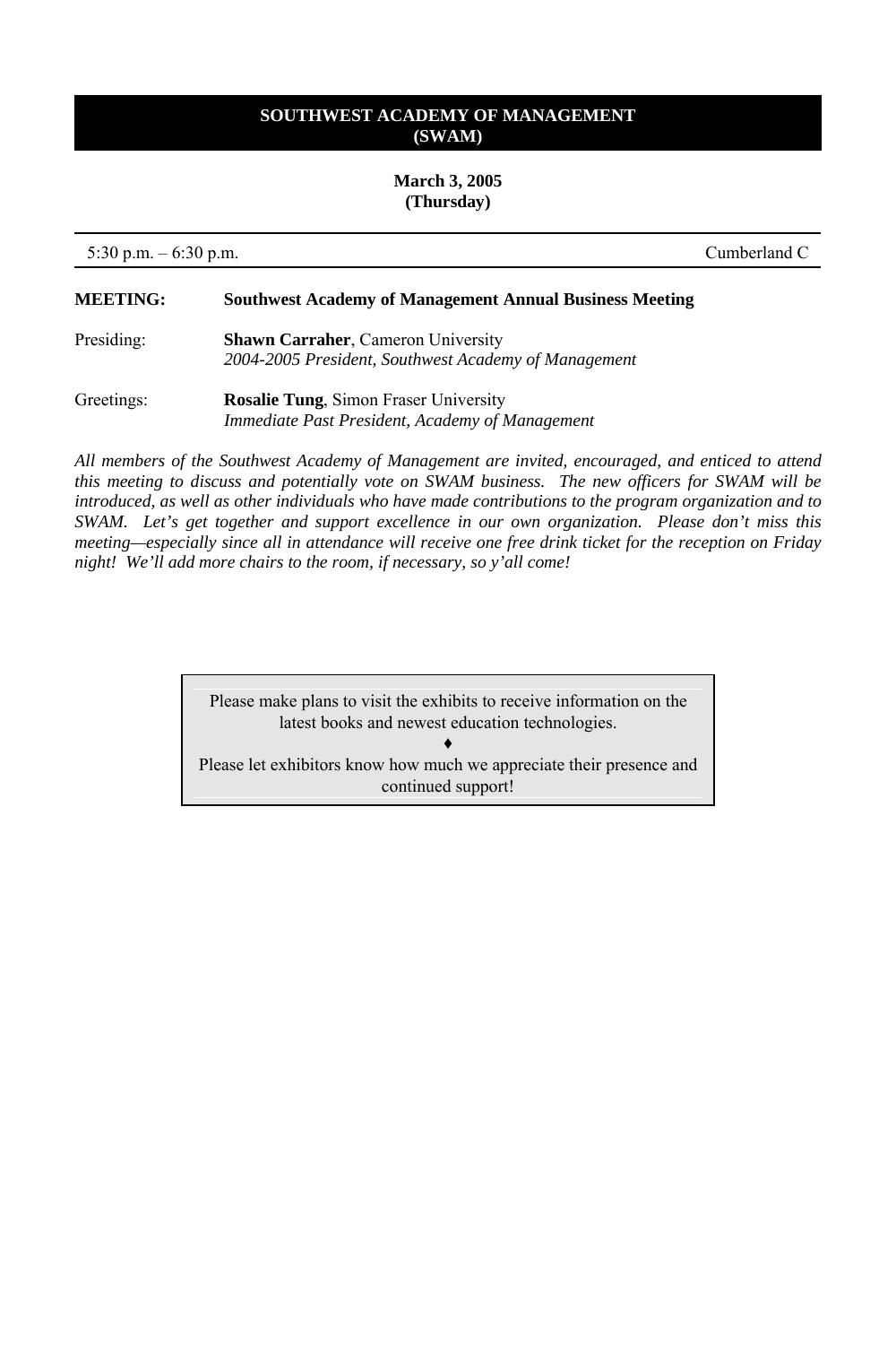# SOUTHWEST ACADEMY OF MANAGEMENT (SWAM)

**March 3, 2005**
**(Thursday)**

5:30 p.m. – 6:30 p.m. Cumberland C

**MEETING:** **Southwest Academy of Management Annual Business Meeting**

Presiding: **Shawn Carraher**, Cameron University
*2004-2005 President, Southwest Academy of Management*

Greetings: **Rosalie Tung**, Simon Fraser University
*Immediate Past President, Academy of Management*

*All members of the Southwest Academy of Management are invited, encouraged, and enticed to attend this meeting to discuss and potentially vote on SWAM business. The new officers for SWAM will be introduced, as well as other individuals who have made contributions to the program organization and to SWAM. Let's get together and support excellence in our own organization. Please don't miss this meeting—especially since all in attendance will receive one free drink ticket for the reception on Friday night! We'll add more chairs to the room, if necessary, so y'all come!*

Please make plans to visit the exhibits to receive information on the latest books and newest education technologies.

♦

Please let exhibitors know how much we appreciate their presence and continued support!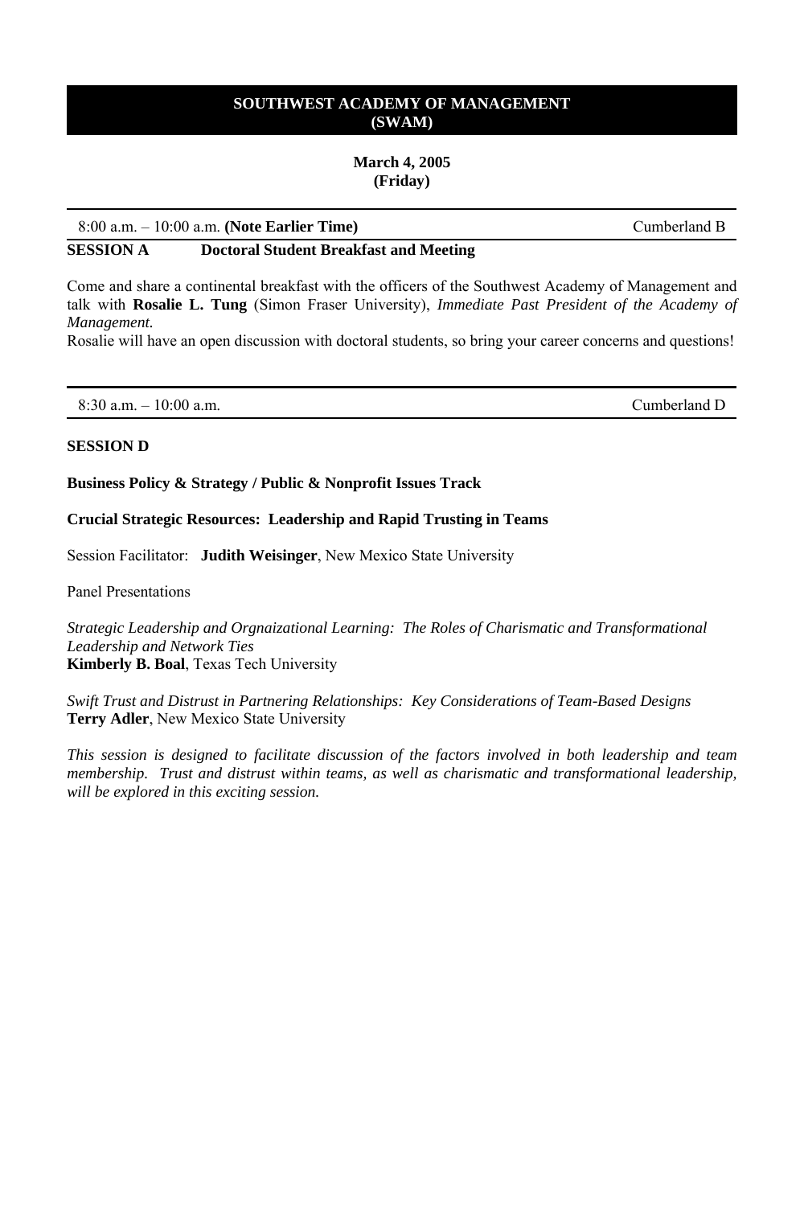# SOUTHWEST ACADEMY OF MANAGEMENT (SWAM)

**March 4, 2005**
**(Friday)**

8:00 a.m. – 10:00 a.m. **(Note Earlier Time)** Cumberland B

**SESSION A Doctoral Student Breakfast and Meeting**

Come and share a continental breakfast with the officers of the Southwest Academy of Management and talk with **Rosalie L. Tung** (Simon Fraser University), *Immediate Past President of the Academy of Management.*

Rosalie will have an open discussion with doctoral students, so bring your career concerns and questions!

---

8:30 a.m. – 10:00 a.m. Cumberland D

**SESSION D**

**Business Policy & Strategy / Public & Nonprofit Issues Track**

**Crucial Strategic Resources: Leadership and Rapid Trusting in Teams**

Session Facilitator: **Judith Weisinger**, New Mexico State University

Panel Presentations

*Strategic Leadership and Orgnaizational Learning: The Roles of Charismatic and Transformational Leadership and Network Ties*
**Kimberly B. Boal**, Texas Tech University

*Swift Trust and Distrust in Partnering Relationships: Key Considerations of Team-Based Designs*
**Terry Adler**, New Mexico State University

*This session is designed to facilitate discussion of the factors involved in both leadership and team membership. Trust and distrust within teams, as well as charismatic and transformational leadership, will be explored in this exciting session.*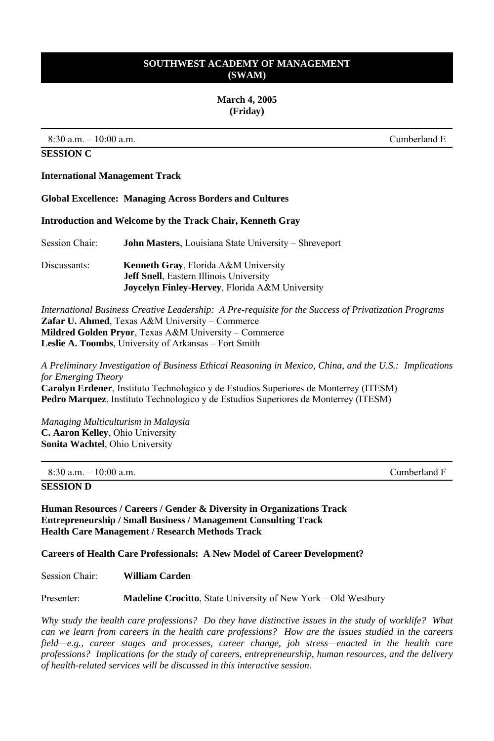# SOUTHWEST ACADEMY OF MANAGEMENT
# (SWAM)

**March 4, 2005**
**(Friday)**

---

8:30 a.m. – 10:00 a.m. Cumberland E

## SESSION C

**International Management Track**

**Global Excellence: Managing Across Borders and Cultures**

**Introduction and Welcome by the Track Chair, Kenneth Gray**

Session Chair: **John Masters**, Louisiana State University – Shreveport

Discussants: **Kenneth Gray**, Florida A&M University
**Jeff Snell**, Eastern Illinois University
**Joycelyn Finley-Hervey**, Florida A&M University

*International Business Creative Leadership: A Pre-requisite for the Success of Privatization Programs*
**Zafar U. Ahmed**, Texas A&M University – Commerce
**Mildred Golden Pryor**, Texas A&M University – Commerce
**Leslie A. Toombs**, University of Arkansas – Fort Smith

*A Preliminary Investigation of Business Ethical Reasoning in Mexico, China, and the U.S.: Implications for Emerging Theory*
**Carolyn Erdener**, Instituto Technologico y de Estudios Superiores de Monterrey (ITESM)
**Pedro Marquez**, Instituto Technologico y de Estudios Superiores de Monterrey (ITESM)

*Managing Multiculturism in Malaysia*
**C. Aaron Kelley**, Ohio University
**Sonita Wachtel**, Ohio University

---

8:30 a.m. – 10:00 a.m. Cumberland F

## SESSION D

**Human Resources / Careers / Gender & Diversity in Organizations Track**
**Entrepreneurship / Small Business / Management Consulting Track**
**Health Care Management / Research Methods Track**

**Careers of Health Care Professionals: A New Model of Career Development?**

Session Chair: **William Carden**

Presenter: **Madeline Crocitto**, State University of New York – Old Westbury

*Why study the health care professions? Do they have distinctive issues in the study of worklife? What can we learn from careers in the health care professions? How are the issues studied in the careers field—e.g., career stages and processes, career change, job stress—enacted in the health care professions? Implications for the study of careers, entrepreneurship, human resources, and the delivery of health-related services will be discussed in this interactive session.*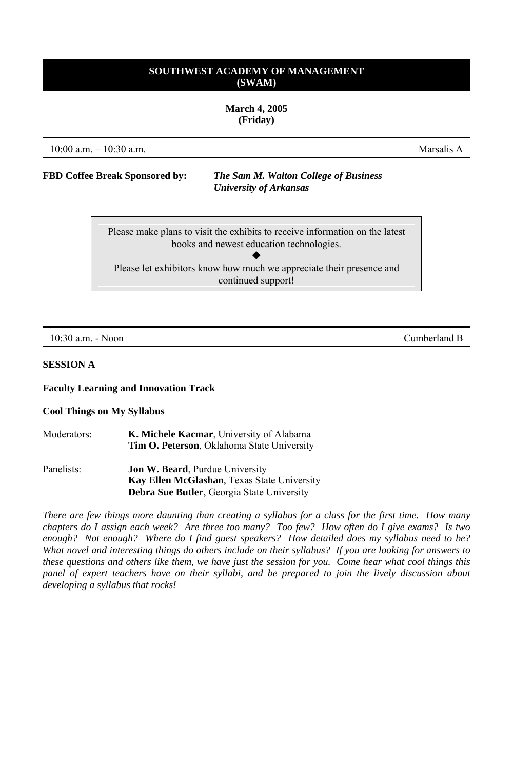**SOUTHWEST ACADEMY OF MANAGEMENT (SWAM)**

**March 4, 2005 (Friday)**

10:00 a.m. – 10:30 a.m. | Marsalis A

**FBD Coffee Break Sponsored by:** ***The Sam M. Walton College of Business University of Arkansas***

Please make plans to visit the exhibits to receive information on the latest books and newest education technologies.

◆

Please let exhibitors know how much we appreciate their presence and continued support!

10:30 a.m. - Noon | Cumberland B

**SESSION A**

**Faculty Learning and Innovation Track**

**Cool Things on My Syllabus**

Moderators: **K. Michele Kacmar**, University of Alabama
**Tim O. Peterson**, Oklahoma State University

Panelists: **Jon W. Beard**, Purdue University
**Kay Ellen McGlashan**, Texas State University
**Debra Sue Butler**, Georgia State University

*There are few things more daunting than creating a syllabus for a class for the first time. How many chapters do I assign each week? Are three too many? Too few? How often do I give exams? Is two enough? Not enough? Where do I find guest speakers? How detailed does my syllabus need to be? What novel and interesting things do others include on their syllabus? If you are looking for answers to these questions and others like them, we have just the session for you. Come hear what cool things this panel of expert teachers have on their syllabi, and be prepared to join the lively discussion about developing a syllabus that rocks!*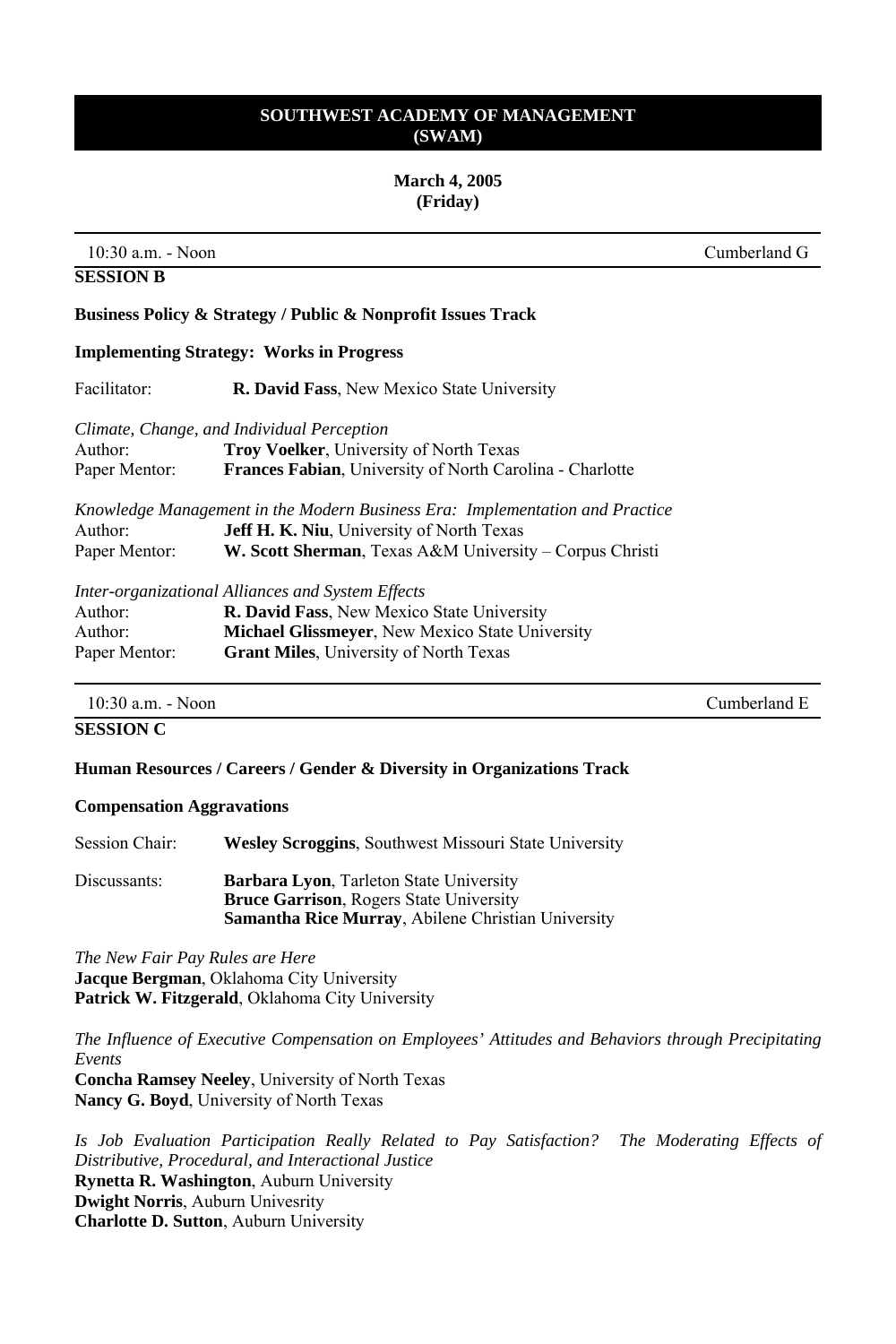## SOUTHWEST ACADEMY OF MANAGEMENT (SWAM)

**March 4, 2005**
**(Friday)**

10:30 a.m. - Noon — Cumberland G

### SESSION B

**Business Policy & Strategy / Public & Nonprofit Issues Track**

**Implementing Strategy: Works in Progress**

Facilitator: **R. David Fass**, New Mexico State University

*Climate, Change, and Individual Perception*
Author: **Troy Voelker**, University of North Texas
Paper Mentor: **Frances Fabian**, University of North Carolina - Charlotte

*Knowledge Management in the Modern Business Era: Implementation and Practice*
Author: **Jeff H. K. Niu**, University of North Texas
Paper Mentor: **W. Scott Sherman**, Texas A&M University – Corpus Christi

*Inter-organizational Alliances and System Effects*
Author: **R. David Fass**, New Mexico State University
Author: **Michael Glissmeyer**, New Mexico State University
Paper Mentor: **Grant Miles**, University of North Texas

10:30 a.m. - Noon — Cumberland E

### SESSION C

**Human Resources / Careers / Gender & Diversity in Organizations Track**

**Compensation Aggravations**

Session Chair: **Wesley Scroggins**, Southwest Missouri State University

Discussants: **Barbara Lyon**, Tarleton State University
**Bruce Garrison**, Rogers State University
**Samantha Rice Murray**, Abilene Christian University

*The New Fair Pay Rules are Here*
**Jacque Bergman**, Oklahoma City University
**Patrick W. Fitzgerald**, Oklahoma City University

*The Influence of Executive Compensation on Employees' Attitudes and Behaviors through Precipitating Events*
**Concha Ramsey Neeley**, University of North Texas
**Nancy G. Boyd**, University of North Texas

*Is Job Evaluation Participation Really Related to Pay Satisfaction? The Moderating Effects of Distributive, Procedural, and Interactional Justice*
**Rynetta R. Washington**, Auburn University
**Dwight Norris**, Auburn Univesrity
**Charlotte D. Sutton**, Auburn University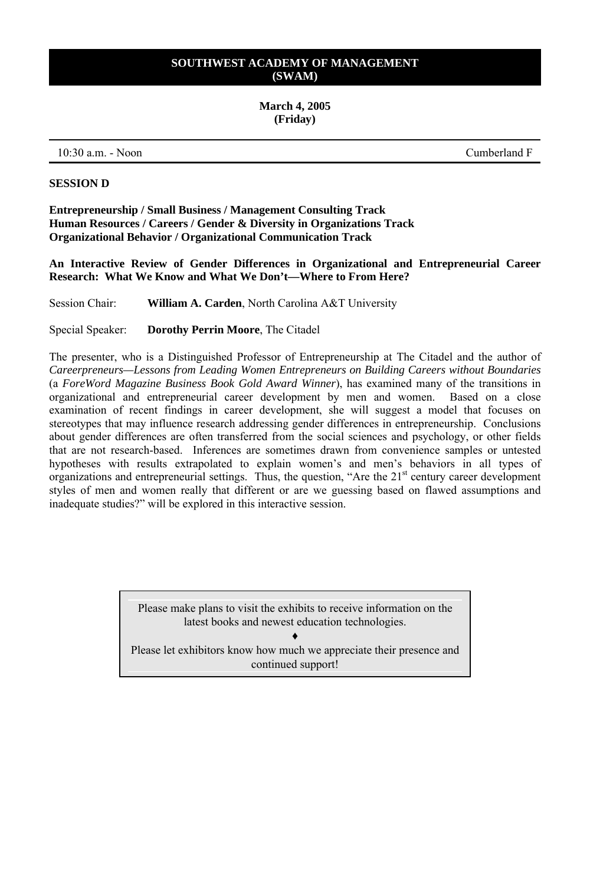**SOUTHWEST ACADEMY OF MANAGEMENT (SWAM)**

**March 4, 2005 (Friday)**

10:30 a.m. - Noon | Cumberland F

**SESSION D**

**Entrepreneurship / Small Business / Management Consulting Track**
**Human Resources / Careers / Gender & Diversity in Organizations Track**
**Organizational Behavior / Organizational Communication Track**

**An Interactive Review of Gender Differences in Organizational and Entrepreneurial Career Research: What We Know and What We Don't—Where to From Here?**

Session Chair: **William A. Carden**, North Carolina A&T University

Special Speaker: **Dorothy Perrin Moore**, The Citadel

The presenter, who is a Distinguished Professor of Entrepreneurship at The Citadel and the author of *Careerpreneurs—Lessons from Leading Women Entrepreneurs on Building Careers without Boundaries* (a *ForeWord Magazine Business Book Gold Award Winner*), has examined many of the transitions in organizational and entrepreneurial career development by men and women. Based on a close examination of recent findings in career development, she will suggest a model that focuses on stereotypes that may influence research addressing gender differences in entrepreneurship. Conclusions about gender differences are often transferred from the social sciences and psychology, or other fields that are not research-based. Inferences are sometimes drawn from convenience samples or untested hypotheses with results extrapolated to explain women's and men's behaviors in all types of organizations and entrepreneurial settings. Thus, the question, "Are the 21st century career development styles of men and women really that different or are we guessing based on flawed assumptions and inadequate studies?" will be explored in this interactive session.

Please make plans to visit the exhibits to receive information on the latest books and newest education technologies.

♦

Please let exhibitors know how much we appreciate their presence and continued support!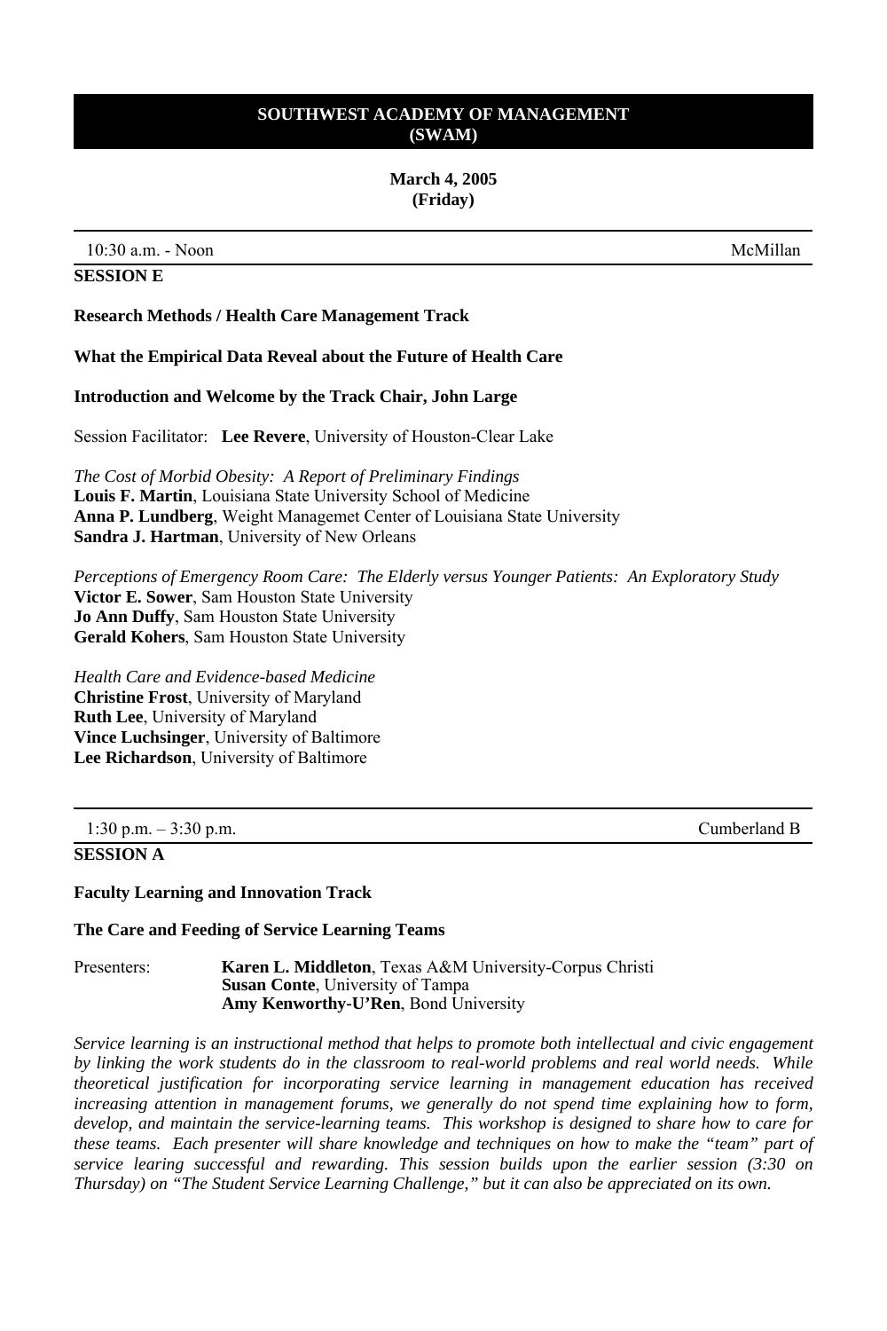## SOUTHWEST ACADEMY OF MANAGEMENT (SWAM)

**March 4, 2005**
**(Friday)**

---

10:30 a.m. - Noon | McMillan

### SESSION E

**Research Methods / Health Care Management Track**

**What the Empirical Data Reveal about the Future of Health Care**

**Introduction and Welcome by the Track Chair, John Large**

Session Facilitator: **Lee Revere**, University of Houston-Clear Lake

*The Cost of Morbid Obesity: A Report of Preliminary Findings*
**Louis F. Martin**, Louisiana State University School of Medicine
**Anna P. Lundberg**, Weight Managemet Center of Louisiana State University
**Sandra J. Hartman**, University of New Orleans

*Perceptions of Emergency Room Care: The Elderly versus Younger Patients: An Exploratory Study*
**Victor E. Sower**, Sam Houston State University
**Jo Ann Duffy**, Sam Houston State University
**Gerald Kohers**, Sam Houston State University

*Health Care and Evidence-based Medicine*
**Christine Frost**, University of Maryland
**Ruth Lee**, University of Maryland
**Vince Luchsinger**, University of Baltimore
**Lee Richardson**, University of Baltimore

---

1:30 p.m. – 3:30 p.m. | Cumberland B

### SESSION A

**Faculty Learning and Innovation Track**

**The Care and Feeding of Service Learning Teams**

Presenters:
**Karen L. Middleton**, Texas A&M University-Corpus Christi
**Susan Conte**, University of Tampa
**Amy Kenworthy-U'Ren**, Bond University

*Service learning is an instructional method that helps to promote both intellectual and civic engagement by linking the work students do in the classroom to real-world problems and real world needs. While theoretical justification for incorporating service learning in management education has received increasing attention in management forums, we generally do not spend time explaining how to form, develop, and maintain the service-learning teams. This workshop is designed to share how to care for these teams. Each presenter will share knowledge and techniques on how to make the "team" part of service learing successful and rewarding. This session builds upon the earlier session (3:30 on Thursday) on "The Student Service Learning Challenge," but it can also be appreciated on its own.*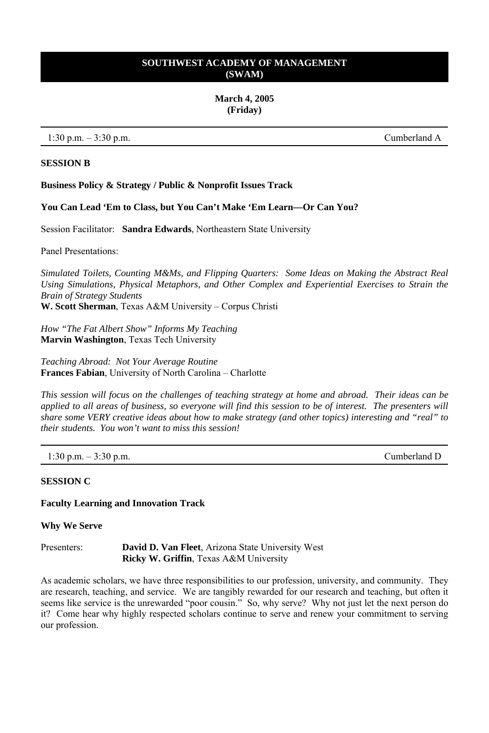**SOUTHWEST ACADEMY OF MANAGEMENT**
**(SWAM)**

**March 4, 2005**
**(Friday)**

1:30 p.m. – 3:30 p.m. Cumberland A

**SESSION B**

**Business Policy & Strategy / Public & Nonprofit Issues Track**

**You Can Lead 'Em to Class, but You Can't Make 'Em Learn—Or Can You?**

Session Facilitator: **Sandra Edwards**, Northeastern State University

Panel Presentations:

*Simulated Toilets, Counting M&Ms, and Flipping Quarters: Some Ideas on Making the Abstract Real Using Simulations, Physical Metaphors, and Other Complex and Experiential Exercises to Strain the Brain of Strategy Students*
**W. Scott Sherman**, Texas A&M University – Corpus Christi

*How "The Fat Albert Show" Informs My Teaching*
**Marvin Washington**, Texas Tech University

*Teaching Abroad: Not Your Average Routine*
**Frances Fabian**, University of North Carolina – Charlotte

*This session will focus on the challenges of teaching strategy at home and abroad. Their ideas can be applied to all areas of business, so everyone will find this session to be of interest. The presenters will share some VERY creative ideas about how to make strategy (and other topics) interesting and "real" to their students. You won't want to miss this session!*

1:30 p.m. – 3:30 p.m. Cumberland D

**SESSION C**

**Faculty Learning and Innovation Track**

**Why We Serve**

Presenters: **David D. Van Fleet**, Arizona State University West
**Ricky W. Griffin**, Texas A&M University

As academic scholars, we have three responsibilities to our profession, university, and community. They are research, teaching, and service. We are tangibly rewarded for our research and teaching, but often it seems like service is the unrewarded "poor cousin." So, why serve? Why not just let the next person do it? Come hear why highly respected scholars continue to serve and renew your commitment to serving our profession.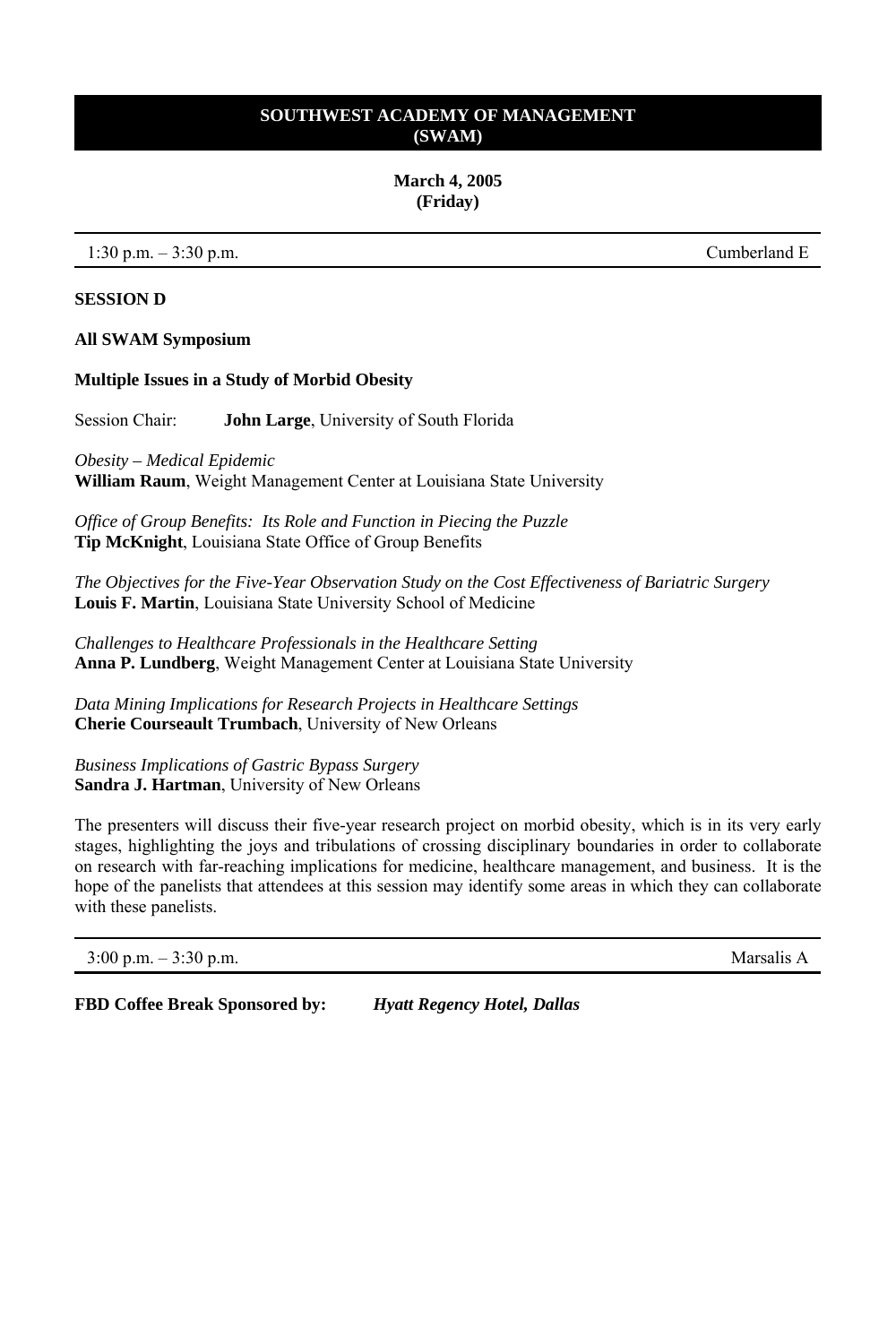**SOUTHWEST ACADEMY OF MANAGEMENT**
**(SWAM)**

**March 4, 2005**
**(Friday)**

1:30 p.m. – 3:30 p.m. Cumberland E

**SESSION D**

**All SWAM Symposium**

**Multiple Issues in a Study of Morbid Obesity**

Session Chair: **John Large**, University of South Florida

*Obesity – Medical Epidemic*
**William Raum**, Weight Management Center at Louisiana State University

*Office of Group Benefits: Its Role and Function in Piecing the Puzzle*
**Tip McKnight**, Louisiana State Office of Group Benefits

*The Objectives for the Five-Year Observation Study on the Cost Effectiveness of Bariatric Surgery*
**Louis F. Martin**, Louisiana State University School of Medicine

*Challenges to Healthcare Professionals in the Healthcare Setting*
**Anna P. Lundberg**, Weight Management Center at Louisiana State University

*Data Mining Implications for Research Projects in Healthcare Settings*
**Cherie Courseault Trumbach**, University of New Orleans

*Business Implications of Gastric Bypass Surgery*
**Sandra J. Hartman**, University of New Orleans

The presenters will discuss their five-year research project on morbid obesity, which is in its very early stages, highlighting the joys and tribulations of crossing disciplinary boundaries in order to collaborate on research with far-reaching implications for medicine, healthcare management, and business. It is the hope of the panelists that attendees at this session may identify some areas in which they can collaborate with these panelists.

3:00 p.m. – 3:30 p.m. Marsalis A

**FBD Coffee Break Sponsored by:** ***Hyatt Regency Hotel, Dallas***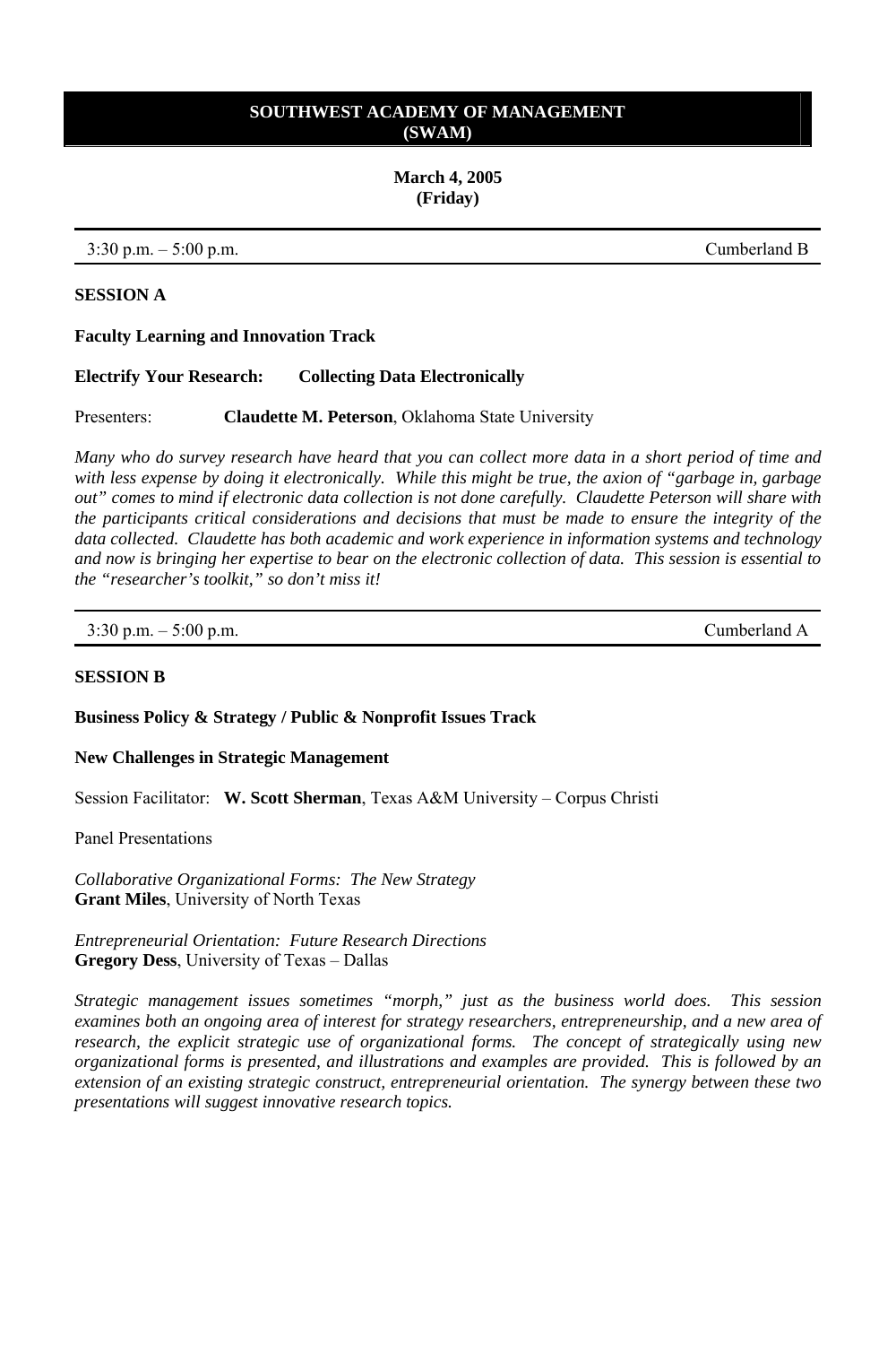**SOUTHWEST ACADEMY OF MANAGEMENT (SWAM)**

**March 4, 2005 (Friday)**

3:30 p.m. – 5:00 p.m. Cumberland B

**SESSION A**

**Faculty Learning and Innovation Track**

**Electrify Your Research: Collecting Data Electronically**

Presenters: **Claudette M. Peterson**, Oklahoma State University

*Many who do survey research have heard that you can collect more data in a short period of time and with less expense by doing it electronically. While this might be true, the axion of "garbage in, garbage out" comes to mind if electronic data collection is not done carefully. Claudette Peterson will share with the participants critical considerations and decisions that must be made to ensure the integrity of the data collected. Claudette has both academic and work experience in information systems and technology and now is bringing her expertise to bear on the electronic collection of data. This session is essential to the "researcher's toolkit," so don't miss it!*

3:30 p.m. – 5:00 p.m. Cumberland A

**SESSION B**

**Business Policy & Strategy / Public & Nonprofit Issues Track**

**New Challenges in Strategic Management**

Session Facilitator: **W. Scott Sherman**, Texas A&M University – Corpus Christi

Panel Presentations

*Collaborative Organizational Forms: The New Strategy*
**Grant Miles**, University of North Texas

*Entrepreneurial Orientation: Future Research Directions*
**Gregory Dess**, University of Texas – Dallas

*Strategic management issues sometimes "morph," just as the business world does. This session examines both an ongoing area of interest for strategy researchers, entrepreneurship, and a new area of research, the explicit strategic use of organizational forms. The concept of strategically using new organizational forms is presented, and illustrations and examples are provided. This is followed by an extension of an existing strategic construct, entrepreneurial orientation. The synergy between these two presentations will suggest innovative research topics.*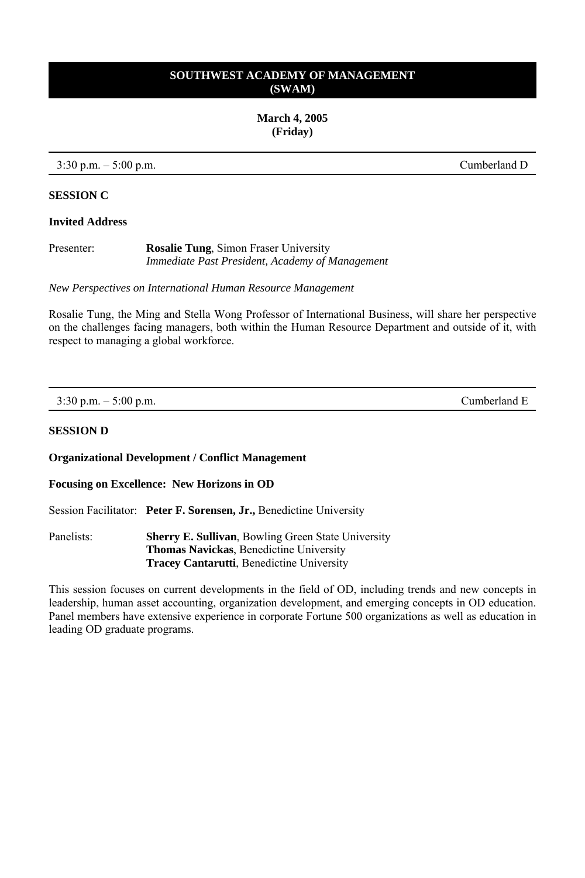## SOUTHWEST ACADEMY OF MANAGEMENT
## (SWAM)

**March 4, 2005**
**(Friday)**

3:30 p.m. – 5:00 p.m. Cumberland D

**SESSION C**

**Invited Address**

Presenter: **Rosalie Tung**, Simon Fraser University
*Immediate Past President, Academy of Management*

*New Perspectives on International Human Resource Management*

Rosalie Tung, the Ming and Stella Wong Professor of International Business, will share her perspective on the challenges facing managers, both within the Human Resource Department and outside of it, with respect to managing a global workforce.

---

3:30 p.m. – 5:00 p.m. Cumberland E

**SESSION D**

**Organizational Development / Conflict Management**

**Focusing on Excellence: New Horizons in OD**

Session Facilitator: **Peter F. Sorensen, Jr.,** Benedictine University

Panelists:
**Sherry E. Sullivan**, Bowling Green State University
**Thomas Navickas**, Benedictine University
**Tracey Cantarutti**, Benedictine University

This session focuses on current developments in the field of OD, including trends and new concepts in leadership, human asset accounting, organization development, and emerging concepts in OD education. Panel members have extensive experience in corporate Fortune 500 organizations as well as education in leading OD graduate programs.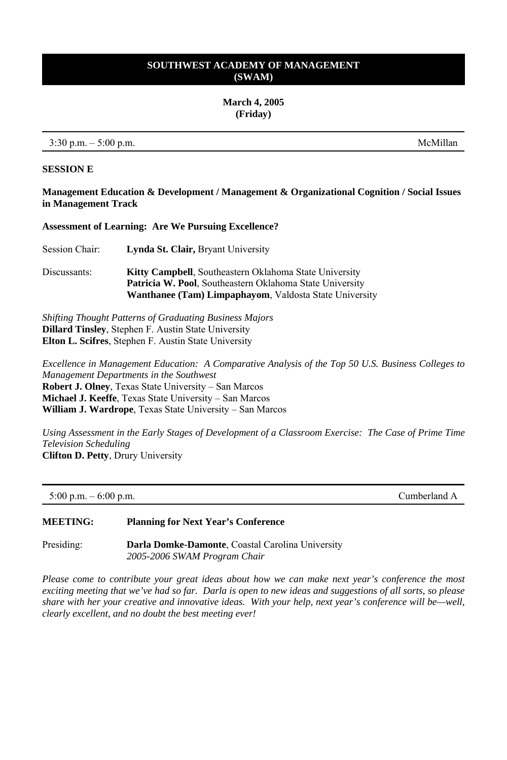**SOUTHWEST ACADEMY OF MANAGEMENT (SWAM)**

**March 4, 2005 (Friday)**

3:30 p.m. – 5:00 p.m. McMillan

**SESSION E**

**Management Education & Development / Management & Organizational Cognition / Social Issues in Management Track**

**Assessment of Learning: Are We Pursuing Excellence?**

Session Chair: **Lynda St. Clair,** Bryant University

Discussants: **Kitty Campbell**, Southeastern Oklahoma State University
**Patricia W. Pool**, Southeastern Oklahoma State University
**Wanthanee (Tam) Limpaphayom**, Valdosta State University

*Shifting Thought Patterns of Graduating Business Majors*
**Dillard Tinsley**, Stephen F. Austin State University
**Elton L. Scifres**, Stephen F. Austin State University

*Excellence in Management Education: A Comparative Analysis of the Top 50 U.S. Business Colleges to Management Departments in the Southwest*
**Robert J. Olney**, Texas State University – San Marcos
**Michael J. Keeffe**, Texas State University – San Marcos
**William J. Wardrope**, Texas State University – San Marcos

*Using Assessment in the Early Stages of Development of a Classroom Exercise: The Case of Prime Time Television Scheduling*
**Clifton D. Petty**, Drury University

---

5:00 p.m. – 6:00 p.m. Cumberland A

**MEETING: Planning for Next Year's Conference**

Presiding: **Darla Domke-Damonte**, Coastal Carolina University
*2005-2006 SWAM Program Chair*

*Please come to contribute your great ideas about how we can make next year's conference the most exciting meeting that we've had so far. Darla is open to new ideas and suggestions of all sorts, so please share with her your creative and innovative ideas. With your help, next year's conference will be—well, clearly excellent, and no doubt the best meeting ever!*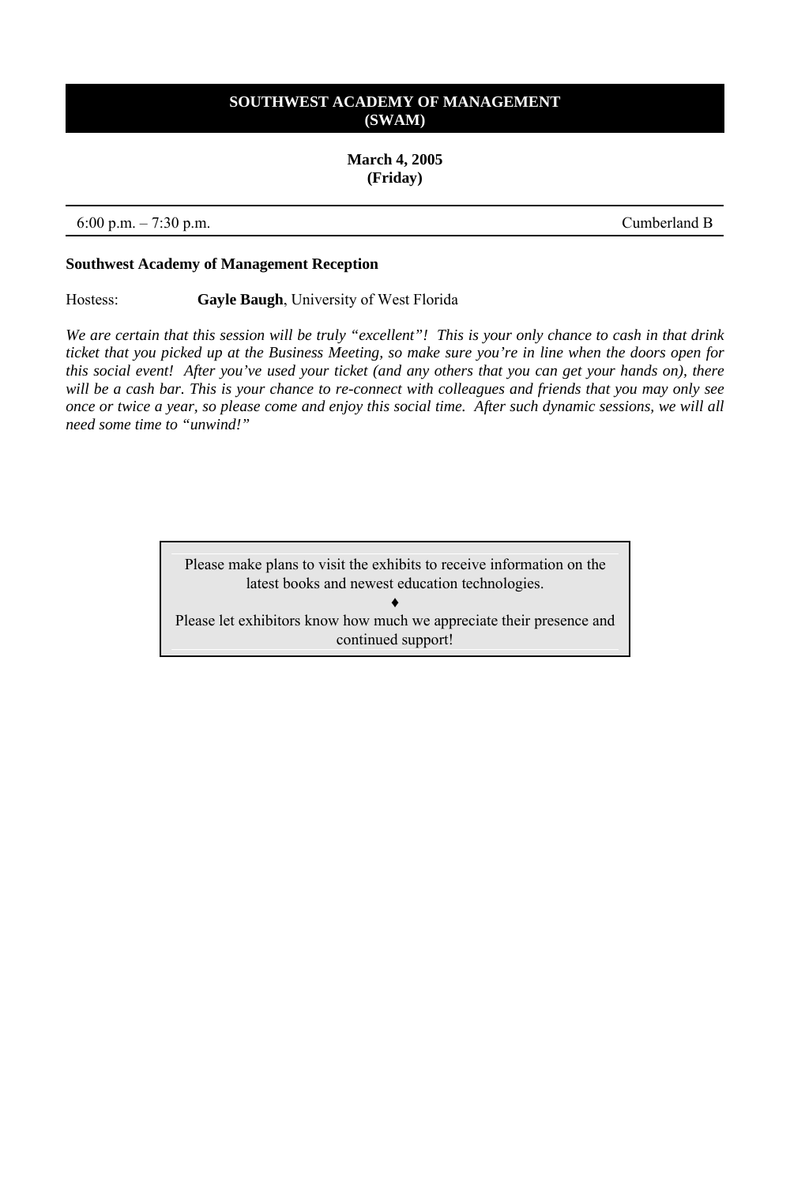# SOUTHWEST ACADEMY OF MANAGEMENT (SWAM)

**March 4, 2005**
**(Friday)**

6:00 p.m. – 7:30 p.m. Cumberland B

**Southwest Academy of Management Reception**

Hostess: **Gayle Baugh**, University of West Florida

*We are certain that this session will be truly "excellent"! This is your only chance to cash in that drink ticket that you picked up at the Business Meeting, so make sure you're in line when the doors open for this social event! After you've used your ticket (and any others that you can get your hands on), there will be a cash bar. This is your chance to re-connect with colleagues and friends that you may only see once or twice a year, so please come and enjoy this social time. After such dynamic sessions, we will all need some time to "unwind!"*

Please make plans to visit the exhibits to receive information on the latest books and newest education technologies.

♦

Please let exhibitors know how much we appreciate their presence and continued support!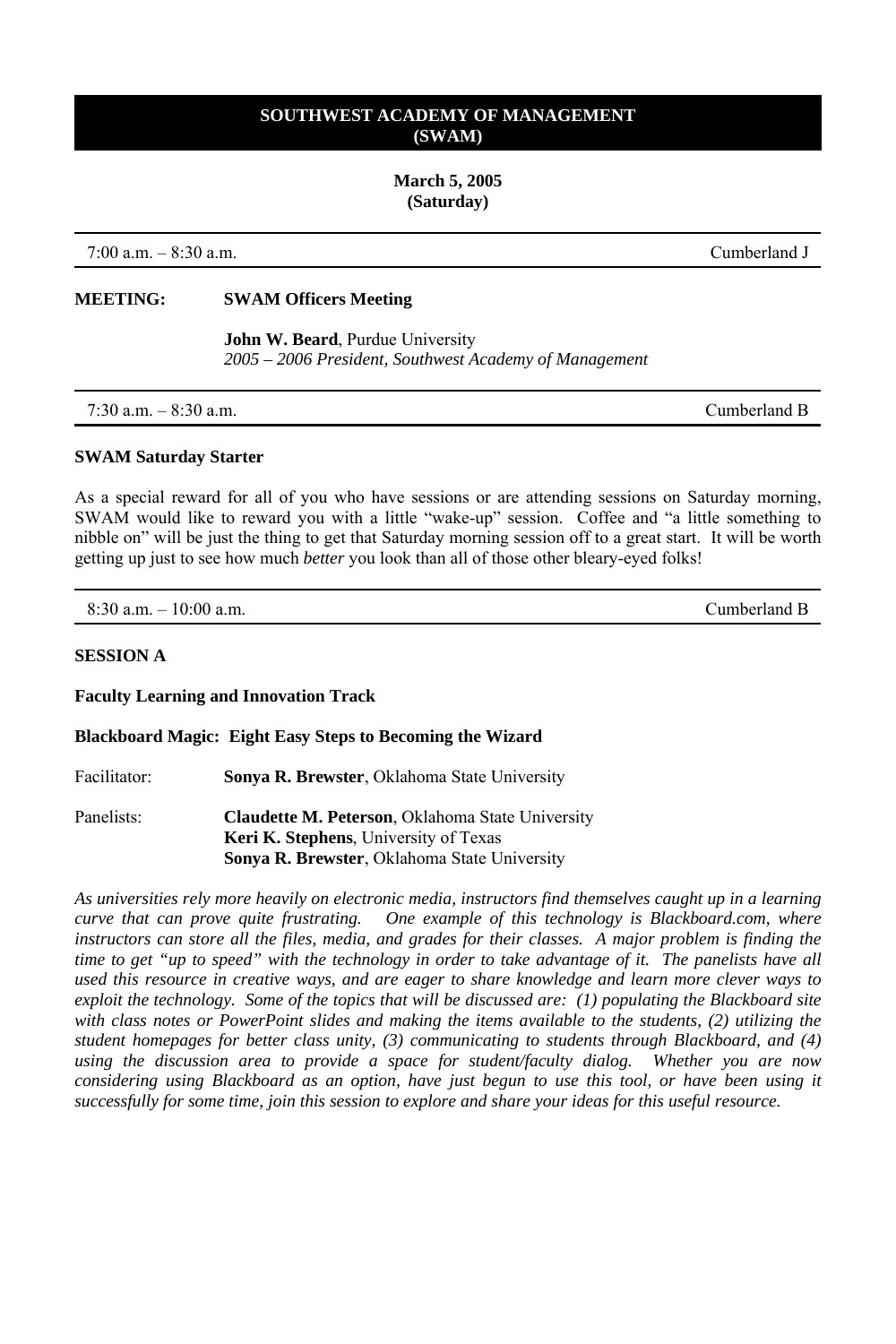## SOUTHWEST ACADEMY OF MANAGEMENT (SWAM)

**March 5, 2005**
**(Saturday)**

7:00 a.m. – 8:30 a.m. — Cumberland J

**MEETING:** **SWAM Officers Meeting**

**John W. Beard**, Purdue University
*2005 – 2006 President, Southwest Academy of Management*

---

7:30 a.m. – 8:30 a.m. — Cumberland B

**SWAM Saturday Starter**

As a special reward for all of you who have sessions or are attending sessions on Saturday morning, SWAM would like to reward you with a little "wake-up" session. Coffee and "a little something to nibble on" will be just the thing to get that Saturday morning session off to a great start. It will be worth getting up just to see how much *better* you look than all of those other bleary-eyed folks!

---

8:30 a.m. – 10:00 a.m. — Cumberland B

**SESSION A**

**Faculty Learning and Innovation Track**

**Blackboard Magic: Eight Easy Steps to Becoming the Wizard**

Facilitator: **Sonya R. Brewster**, Oklahoma State University

Panelists:
**Claudette M. Peterson**, Oklahoma State University
**Keri K. Stephens**, University of Texas
**Sonya R. Brewster**, Oklahoma State University

*As universities rely more heavily on electronic media, instructors find themselves caught up in a learning curve that can prove quite frustrating. One example of this technology is Blackboard.com, where instructors can store all the files, media, and grades for their classes. A major problem is finding the time to get "up to speed" with the technology in order to take advantage of it. The panelists have all used this resource in creative ways, and are eager to share knowledge and learn more clever ways to exploit the technology. Some of the topics that will be discussed are: (1) populating the Blackboard site with class notes or PowerPoint slides and making the items available to the students, (2) utilizing the student homepages for better class unity, (3) communicating to students through Blackboard, and (4) using the discussion area to provide a space for student/faculty dialog. Whether you are now considering using Blackboard as an option, have just begun to use this tool, or have been using it successfully for some time, join this session to explore and share your ideas for this useful resource.*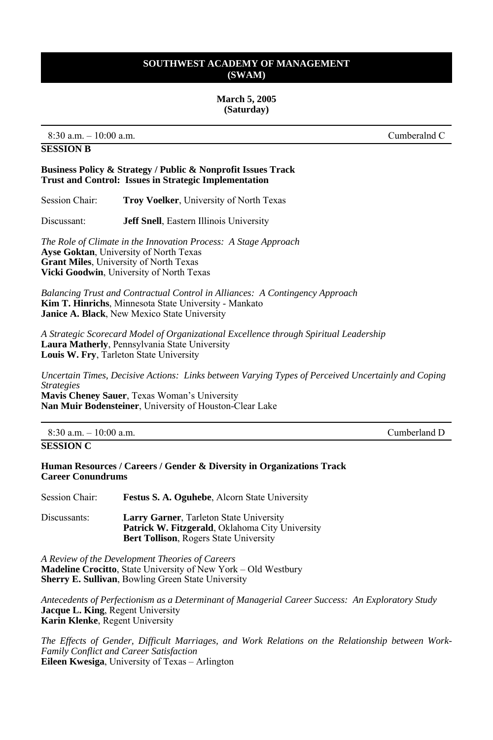**SOUTHWEST ACADEMY OF MANAGEMENT (SWAM)**

**March 5, 2005 (Saturday)**

---

8:30 a.m. – 10:00 a.m. Cumberalnd C

## SESSION B

**Business Policy & Strategy / Public & Nonprofit Issues Track**
**Trust and Control: Issues in Strategic Implementation**

Session Chair: **Troy Voelker**, University of North Texas

Discussant: **Jeff Snell**, Eastern Illinois University

*The Role of Climate in the Innovation Process: A Stage Approach*
**Ayse Goktan**, University of North Texas
**Grant Miles**, University of North Texas
**Vicki Goodwin**, University of North Texas

*Balancing Trust and Contractual Control in Alliances: A Contingency Approach*
**Kim T. Hinrichs**, Minnesota State University - Mankato
**Janice A. Black**, New Mexico State University

*A Strategic Scorecard Model of Organizational Excellence through Spiritual Leadership*
**Laura Matherly**, Pennsylvania State University
**Louis W. Fry**, Tarleton State University

*Uncertain Times, Decisive Actions: Links between Varying Types of Perceived Uncertainly and Coping Strategies*
**Mavis Cheney Sauer**, Texas Woman's University
**Nan Muir Bodensteiner**, University of Houston-Clear Lake

---

8:30 a.m. – 10:00 a.m. Cumberland D

## SESSION C

**Human Resources / Careers / Gender & Diversity in Organizations Track**
**Career Conundrums**

Session Chair: **Festus S. A. Oguhebe**, Alcorn State University

Discussants: **Larry Garner**, Tarleton State University
**Patrick W. Fitzgerald**, Oklahoma City University
**Bert Tollison**, Rogers State University

*A Review of the Development Theories of Careers*
**Madeline Crocitto**, State University of New York – Old Westbury
**Sherry E. Sullivan**, Bowling Green State University

*Antecedents of Perfectionism as a Determinant of Managerial Career Success: An Exploratory Study*
**Jacque L. King**, Regent University
**Karin Klenke**, Regent University

*The Effects of Gender, Difficult Marriages, and Work Relations on the Relationship between Work-Family Conflict and Career Satisfaction*
**Eileen Kwesiga**, University of Texas – Arlington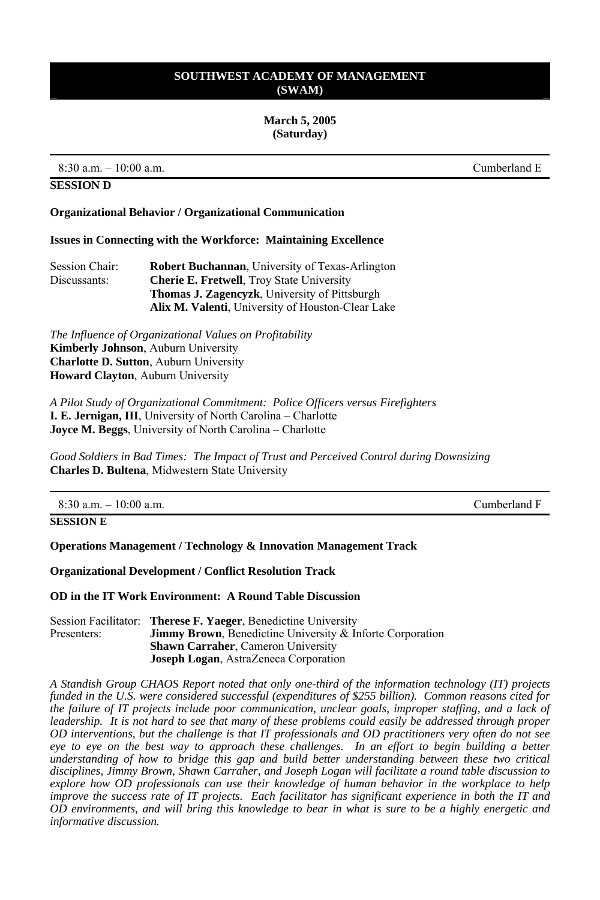**SOUTHWEST ACADEMY OF MANAGEMENT (SWAM)**

**March 5, 2005 (Saturday)**

---

8:30 a.m. – 10:00 a.m. Cumberland E

**SESSION D**

**Organizational Behavior / Organizational Communication**

**Issues in Connecting with the Workforce: Maintaining Excellence**

Session Chair: **Robert Buchannan**, University of Texas-Arlington
Discussants: **Cherie E. Fretwell**, Troy State University
**Thomas J. Zagencyzk**, University of Pittsburgh
**Alix M. Valenti**, University of Houston-Clear Lake

*The Influence of Organizational Values on Profitability*
**Kimberly Johnson**, Auburn University
**Charlotte D. Sutton**, Auburn University
**Howard Clayton**, Auburn University

*A Pilot Study of Organizational Commitment: Police Officers versus Firefighters*
**I. E. Jernigan, III**, University of North Carolina – Charlotte
**Joyce M. Beggs**, University of North Carolina – Charlotte

*Good Soldiers in Bad Times: The Impact of Trust and Perceived Control during Downsizing*
**Charles D. Bultena**, Midwestern State University

---

8:30 a.m. – 10:00 a.m. Cumberland F

**SESSION E**

**Operations Management / Technology & Innovation Management Track**

**Organizational Development / Conflict Resolution Track**

**OD in the IT Work Environment: A Round Table Discussion**

Session Facilitator: **Therese F. Yaeger**, Benedictine University
Presenters: **Jimmy Brown**, Benedictine University & Inforte Corporation
**Shawn Carraher**, Cameron University
**Joseph Logan**, AstraZeneca Corporation

*A Standish Group CHAOS Report noted that only one-third of the information technology (IT) projects funded in the U.S. were considered successful (expenditures of $255 billion). Common reasons cited for the failure of IT projects include poor communication, unclear goals, improper staffing, and a lack of leadership. It is not hard to see that many of these problems could easily be addressed through proper OD interventions, but the challenge is that IT professionals and OD practitioners very often do not see eye to eye on the best way to approach these challenges. In an effort to begin building a better understanding of how to bridge this gap and build better understanding between these two critical disciplines, Jimmy Brown, Shawn Carraher, and Joseph Logan will facilitate a round table discussion to explore how OD professionals can use their knowledge of human behavior in the workplace to help improve the success rate of IT projects. Each facilitator has significant experience in both the IT and OD environments, and will bring this knowledge to bear in what is sure to be a highly energetic and informative discussion.*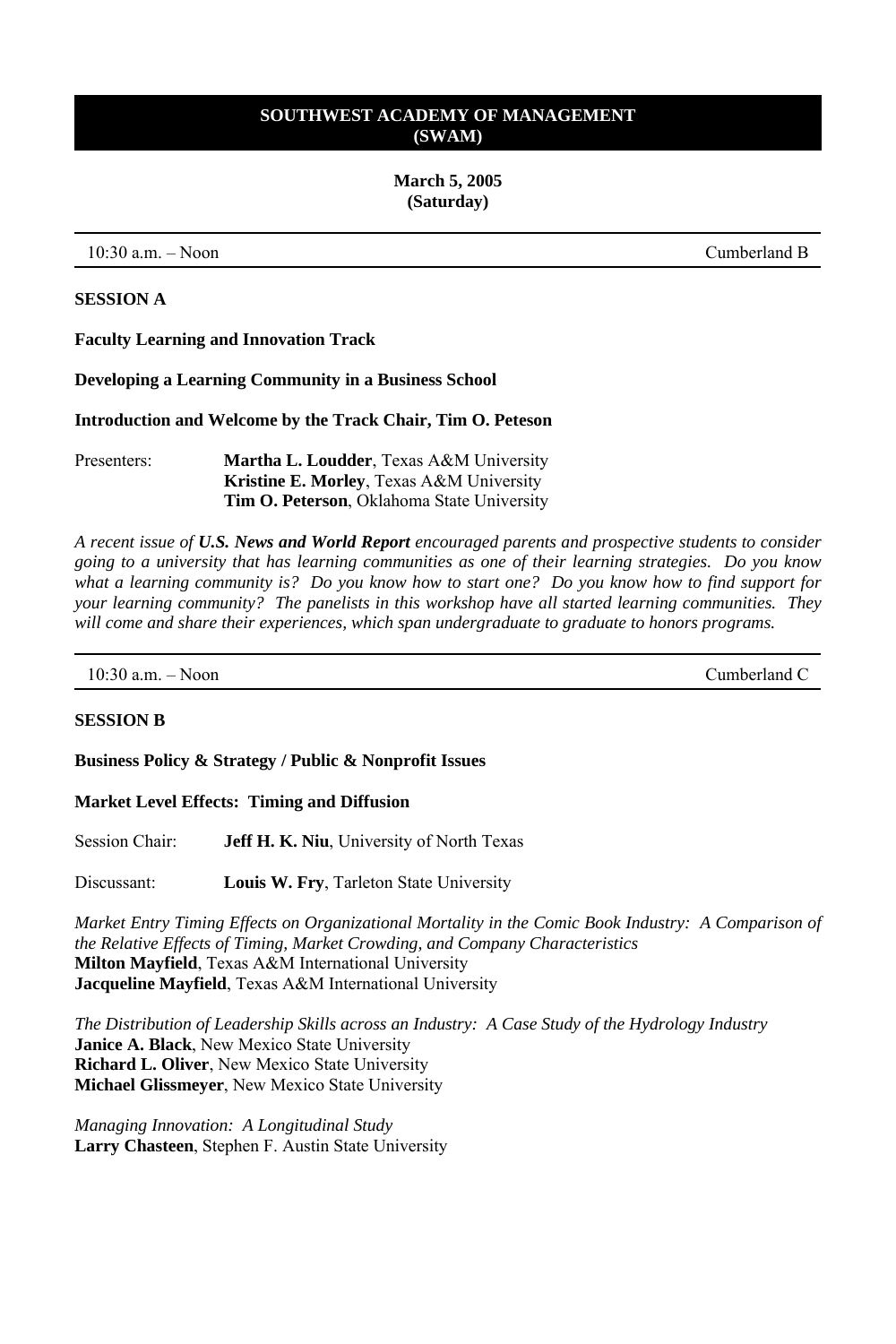**SOUTHWEST ACADEMY OF MANAGEMENT**
**(SWAM)**

**March 5, 2005**
**(Saturday)**

---

10:30 a.m. – Noon | Cumberland B

---

**SESSION A**

**Faculty Learning and Innovation Track**

**Developing a Learning Community in a Business School**

**Introduction and Welcome by the Track Chair, Tim O. Peteson**

Presenters: **Martha L. Loudder**, Texas A&M University
**Kristine E. Morley**, Texas A&M University
**Tim O. Peterson**, Oklahoma State University

*A recent issue of **U.S. News and World Report** encouraged parents and prospective students to consider going to a university that has learning communities as one of their learning strategies. Do you know what a learning community is? Do you know how to start one? Do you know how to find support for your learning community? The panelists in this workshop have all started learning communities. They will come and share their experiences, which span undergraduate to graduate to honors programs.*

---

10:30 a.m. – Noon | Cumberland C

---

**SESSION B**

**Business Policy & Strategy / Public & Nonprofit Issues**

**Market Level Effects: Timing and Diffusion**

Session Chair: **Jeff H. K. Niu**, University of North Texas

Discussant: **Louis W. Fry**, Tarleton State University

*Market Entry Timing Effects on Organizational Mortality in the Comic Book Industry: A Comparison of the Relative Effects of Timing, Market Crowding, and Company Characteristics*
**Milton Mayfield**, Texas A&M International University
**Jacqueline Mayfield**, Texas A&M International University

*The Distribution of Leadership Skills across an Industry: A Case Study of the Hydrology Industry*
**Janice A. Black**, New Mexico State University
**Richard L. Oliver**, New Mexico State University
**Michael Glissmeyer**, New Mexico State University

*Managing Innovation: A Longitudinal Study*
**Larry Chasteen**, Stephen F. Austin State University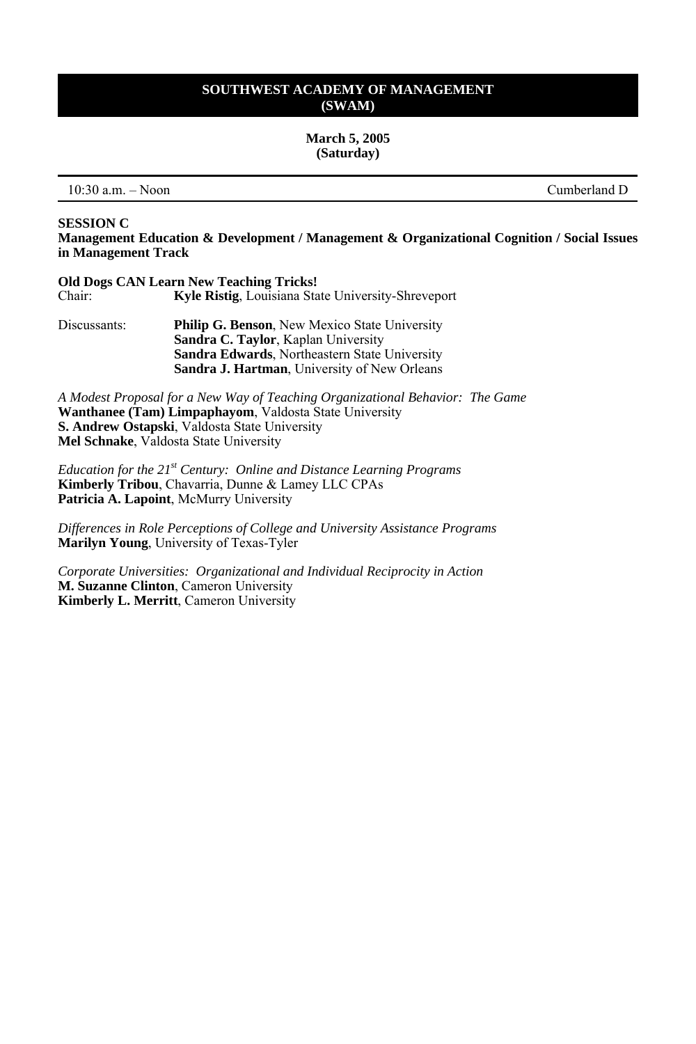## SOUTHWEST ACADEMY OF MANAGEMENT (SWAM)

**March 5, 2005**
**(Saturday)**

10:30 a.m. – Noon — Cumberland D

**SESSION C**
**Management Education & Development / Management & Organizational Cognition / Social Issues in Management Track**

**Old Dogs CAN Learn New Teaching Tricks!**
Chair: **Kyle Ristig**, Louisiana State University-Shreveport

Discussants:
**Philip G. Benson**, New Mexico State University
**Sandra C. Taylor**, Kaplan University
**Sandra Edwards**, Northeastern State University
**Sandra J. Hartman**, University of New Orleans

*A Modest Proposal for a New Way of Teaching Organizational Behavior: The Game*
**Wanthanee (Tam) Limpaphayom**, Valdosta State University
**S. Andrew Ostapski**, Valdosta State University
**Mel Schnake**, Valdosta State University

*Education for the 21st Century: Online and Distance Learning Programs*
**Kimberly Tribou**, Chavarria, Dunne & Lamey LLC CPAs
**Patricia A. Lapoint**, McMurry University

*Differences in Role Perceptions of College and University Assistance Programs*
**Marilyn Young**, University of Texas-Tyler

*Corporate Universities: Organizational and Individual Reciprocity in Action*
**M. Suzanne Clinton**, Cameron University
**Kimberly L. Merritt**, Cameron University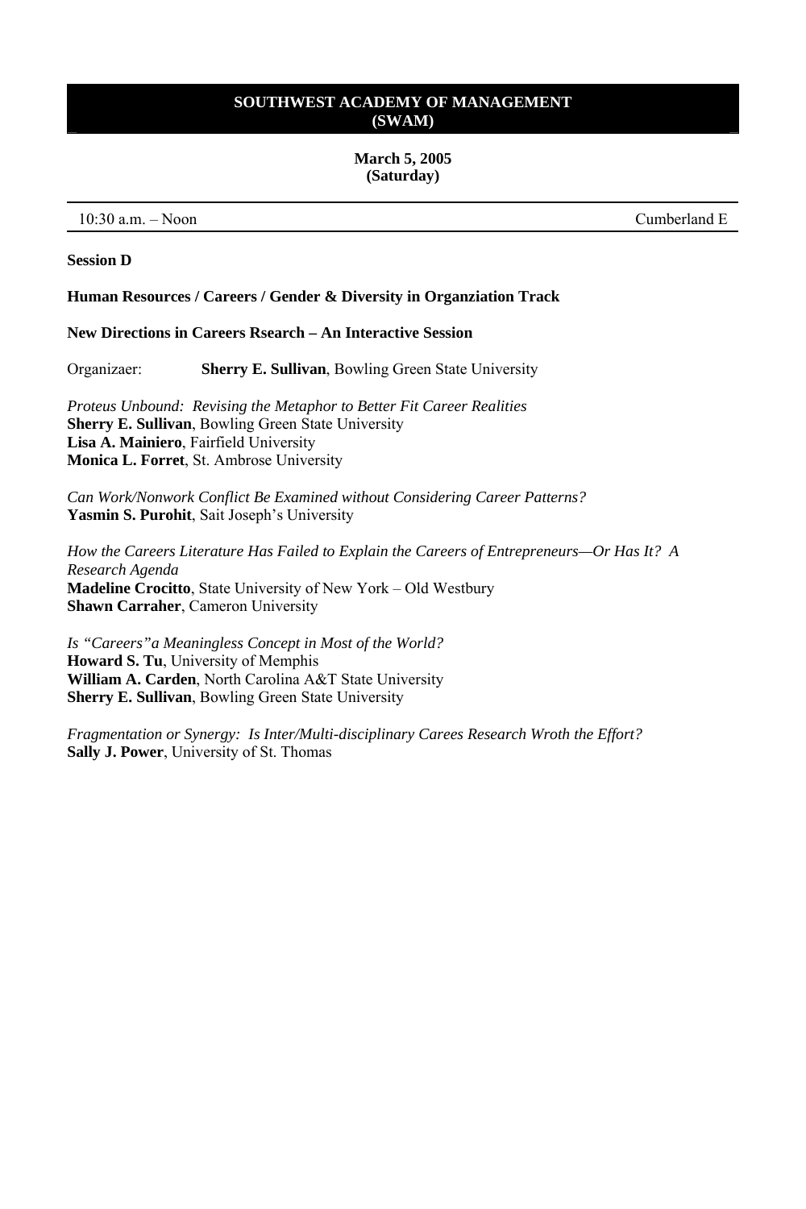**SOUTHWEST ACADEMY OF MANAGEMENT (SWAM)**

**March 5, 2005 (Saturday)**

10:30 a.m. – Noon Cumberland E

**Session D**

**Human Resources / Careers / Gender & Diversity in Organziation Track**

**New Directions in Careers Rsearch – An Interactive Session**

Organizaer: **Sherry E. Sullivan**, Bowling Green State University

*Proteus Unbound: Revising the Metaphor to Better Fit Career Realities*
**Sherry E. Sullivan**, Bowling Green State University
**Lisa A. Mainiero**, Fairfield University
**Monica L. Forret**, St. Ambrose University

*Can Work/Nonwork Conflict Be Examined without Considering Career Patterns?*
**Yasmin S. Purohit**, Sait Joseph's University

*How the Careers Literature Has Failed to Explain the Careers of Entrepreneurs—Or Has It? A Research Agenda*
**Madeline Crocitto**, State University of New York – Old Westbury
**Shawn Carraher**, Cameron University

*Is "Careers"a Meaningless Concept in Most of the World?*
**Howard S. Tu**, University of Memphis
**William A. Carden**, North Carolina A&T State University
**Sherry E. Sullivan**, Bowling Green State University

*Fragmentation or Synergy: Is Inter/Multi-disciplinary Carees Research Wroth the Effort?*
**Sally J. Power**, University of St. Thomas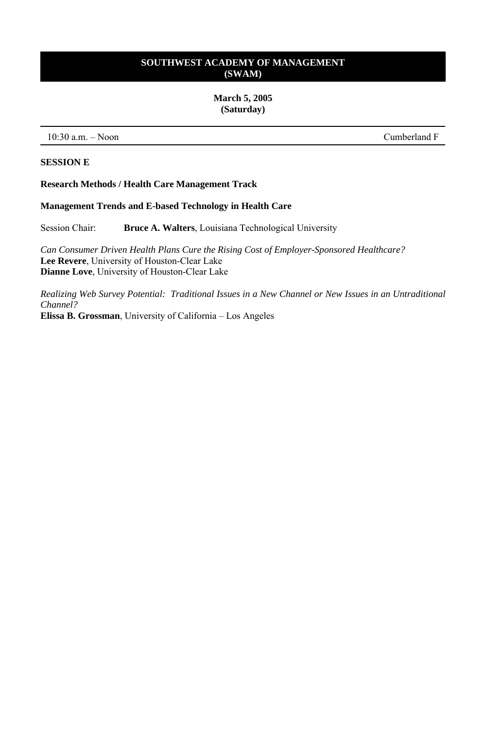# SOUTHWEST ACADEMY OF MANAGEMENT (SWAM)

**March 5, 2005**
**(Saturday)**

10:30 a.m. – Noon Cumberland F

**SESSION E**

**Research Methods / Health Care Management Track**

**Management Trends and E-based Technology in Health Care**

Session Chair: **Bruce A. Walters**, Louisiana Technological University

*Can Consumer Driven Health Plans Cure the Rising Cost of Employer-Sponsored Healthcare?*
**Lee Revere**, University of Houston-Clear Lake
**Dianne Love**, University of Houston-Clear Lake

*Realizing Web Survey Potential: Traditional Issues in a New Channel or New Issues in an Untraditional Channel?*
**Elissa B. Grossman**, University of California – Los Angeles